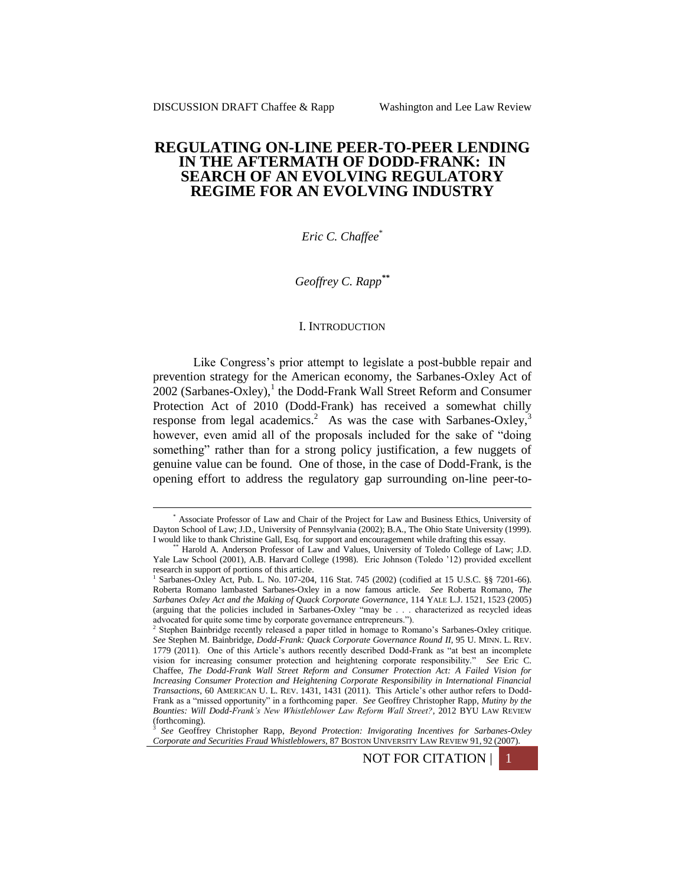# REGULATING ON-LINE PEER-TO-PEER LENDING IN THE AFTERMATH OF DODD-FRANK: IN SEARCH OF AN EVOLVING REGULATORY REGIME FOR AN EVOLVING INDUSTRY

*Eric C. Chaffee*[*]

*Geoffrey C. Rapp*[**]

## I. INTRODUCTION

Like Congress's prior attempt to legislate a post-bubble repair and prevention strategy for the American economy, the Sarbanes-Oxley Act of 2002 (Sarbanes-Oxley),[1] the Dodd-Frank Wall Street Reform and Consumer Protection Act of 2010 (Dodd-Frank) has received a somewhat chilly response from legal academics.[2] As was the case with Sarbanes-Oxley,[3] however, even amid all of the proposals included for the sake of "doing something" rather than for a strong policy justification, a few nuggets of genuine value can be found. One of those, in the case of Dodd-Frank, is the opening effort to address the regulatory gap surrounding on-line peer-to-

---

[*] Associate Professor of Law and Chair of the Project for Law and Business Ethics, University of Dayton School of Law; J.D., University of Pennsylvania (2002); B.A., The Ohio State University (1999). I would like to thank Christine Gall, Esq. for support and encouragement while drafting this essay.

[**] Harold A. Anderson Professor of Law and Values, University of Toledo College of Law; J.D. Yale Law School (2001), A.B. Harvard College (1998). Eric Johnson (Toledo '12) provided excellent research in support of portions of this article.

[1] Sarbanes-Oxley Act, Pub. L. No. 107-204, 116 Stat. 745 (2002) (codified at 15 U.S.C. §§ 7201-66). Roberta Romano lambasted Sarbanes-Oxley in a now famous article. *See* Roberta Romano, *The Sarbanes Oxley Act and the Making of Quack Corporate Governance*, 114 YALE L.J. 1521, 1523 (2005) (arguing that the policies included in Sarbanes-Oxley "may be . . . characterized as recycled ideas advocated for quite some time by corporate governance entrepreneurs.").

[2] Stephen Bainbridge recently released a paper titled in homage to Romano's Sarbanes-Oxley critique. *See* Stephen M. Bainbridge, *Dodd-Frank: Quack Corporate Governance Round II*, 95 U. MINN. L. REV. 1779 (2011). One of this Article's authors recently described Dodd-Frank as "at best an incomplete vision for increasing consumer protection and heightening corporate responsibility." *See* Eric C. Chaffee, *The Dodd-Frank Wall Street Reform and Consumer Protection Act: A Failed Vision for Increasing Consumer Protection and Heightening Corporate Responsibility in International Financial Transactions*, 60 AMERICAN U. L. REV. 1431, 1431 (2011). This Article's other author refers to Dodd-Frank as a "missed opportunity" in a forthcoming paper. *See* Geoffrey Christopher Rapp, *Mutiny by the Bounties: Will Dodd-Frank's New Whistleblower Law Reform Wall Street?*, 2012 BYU LAW REVIEW (forthcoming).

[3] *See* Geoffrey Christopher Rapp, *Beyond Protection: Invigorating Incentives for Sarbanes-Oxley Corporate and Securities Fraud Whistleblowers*, 87 BOSTON UNIVERSITY LAW REVIEW 91, 92 (2007).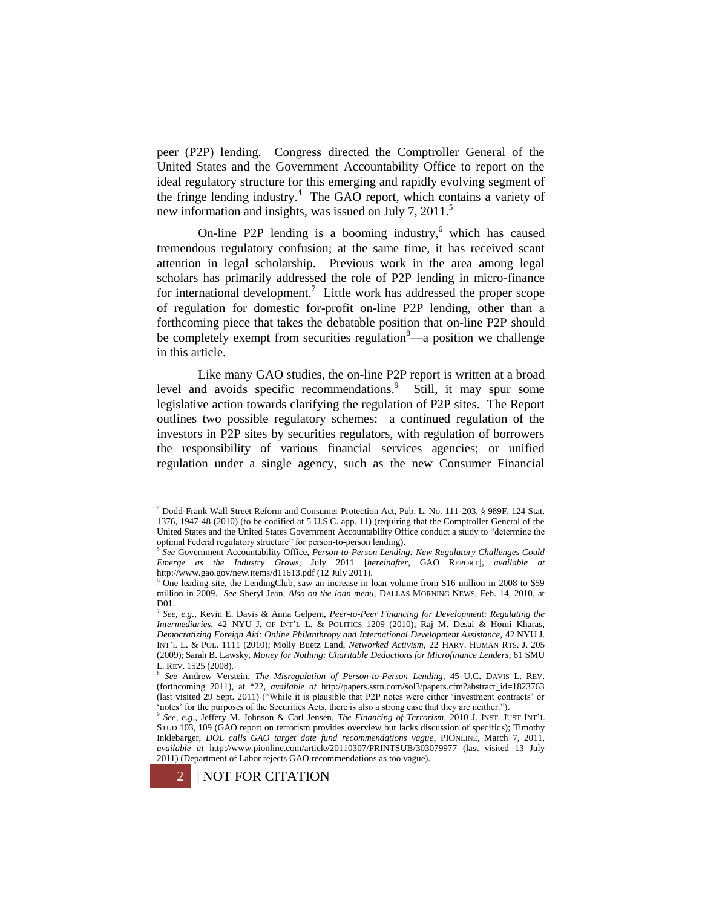peer (P2P) lending. Congress directed the Comptroller General of the United States and the Government Accountability Office to report on the ideal regulatory structure for this emerging and rapidly evolving segment of the fringe lending industry.[4] The GAO report, which contains a variety of new information and insights, was issued on July 7, 2011.[5]

On-line P2P lending is a booming industry,[6] which has caused tremendous regulatory confusion; at the same time, it has received scant attention in legal scholarship. Previous work in the area among legal scholars has primarily addressed the role of P2P lending in micro-finance for international development.[7] Little work has addressed the proper scope of regulation for domestic for-profit on-line P2P lending, other than a forthcoming piece that takes the debatable position that on-line P2P should be completely exempt from securities regulation[8]—a position we challenge in this article.

Like many GAO studies, the on-line P2P report is written at a broad level and avoids specific recommendations.[9] Still, it may spur some legislative action towards clarifying the regulation of P2P sites. The Report outlines two possible regulatory schemes: a continued regulation of the investors in P2P sites by securities regulators, with regulation of borrowers the responsibility of various financial services agencies; or unified regulation under a single agency, such as the new Consumer Financial

---

[4] Dodd-Frank Wall Street Reform and Consumer Protection Act, Pub. L. No. 111-203, § 989F, 124 Stat. 1376, 1947-48 (2010) (to be codified at 5 U.S.C. app. 11) (requiring that the Comptroller General of the United States and the United States Government Accountability Office conduct a study to "determine the optimal Federal regulatory structure" for person-to-person lending).

[5] *See* Government Accountability Office, *Person-to-Person Lending: New Regulatory Challenges Could Emerge as the Industry Grows*, July 2011 [*hereinafter*, GAO REPORT], *available at* http://www.gao.gov/new.items/d11613.pdf (12 July 2011).

[6] One leading site, the LendingClub, saw an increase in loan volume from $16 million in 2008 to $59 million in 2009. *See* Sheryl Jean, *Also on the loan menu*, DALLAS MORNING NEWS, Feb. 14, 2010, at D01.

[7] *See, e.g.*, Kevin E. Davis & Anna Gelpern, *Peer-to-Peer Financing for Development: Regulating the Intermediaries*, 42 NYU J. OF INT'L L. & POLITICS 1209 (2010); Raj M. Desai & Homi Kharas, *Democratizing Foreign Aid: Online Philanthropy and International Development Assistance*, 42 NYU J. INT'L L. & POL. 1111 (2010); Molly Buetz Land, *Networked Activism*, 22 HARV. HUMAN RTS. J. 205 (2009); Sarah B. Lawsky, *Money for Nothing: Charitable Deductions for Microfinance Lenders*, 61 SMU L. REV. 1525 (2008).

[8] *See* Andrew Verstein, *The Misregulation of Person-to-Person Lending*, 45 U.C. DAVIS L. REV. (forthcoming 2011), at *22, *available at* http://papers.ssrn.com/sol3/papers.cfm?abstract_id=1823763 (last visited 29 Sept. 2011) ("While it is plausible that P2P notes were either 'investment contracts' or 'notes' for the purposes of the Securities Acts, there is also a strong case that they are neither.").

[9] *See, e.g.*, Jeffery M. Johnson & Carl Jensen, *The Financing of Terrorism*, 2010 J. INST. JUST INT'L STUD 103, 109 (GAO report on terrorism provides overview but lacks discussion of specifics); Timothy Inklebarger, *DOL calls GAO target date fund recommendations vague*, PIONLINE, March 7, 2011, *available at* http://www.pionline.com/article/20110307/PRINTSUB/303079977 (last visited 13 July 2011) (Department of Labor rejects GAO recommendations as too vague).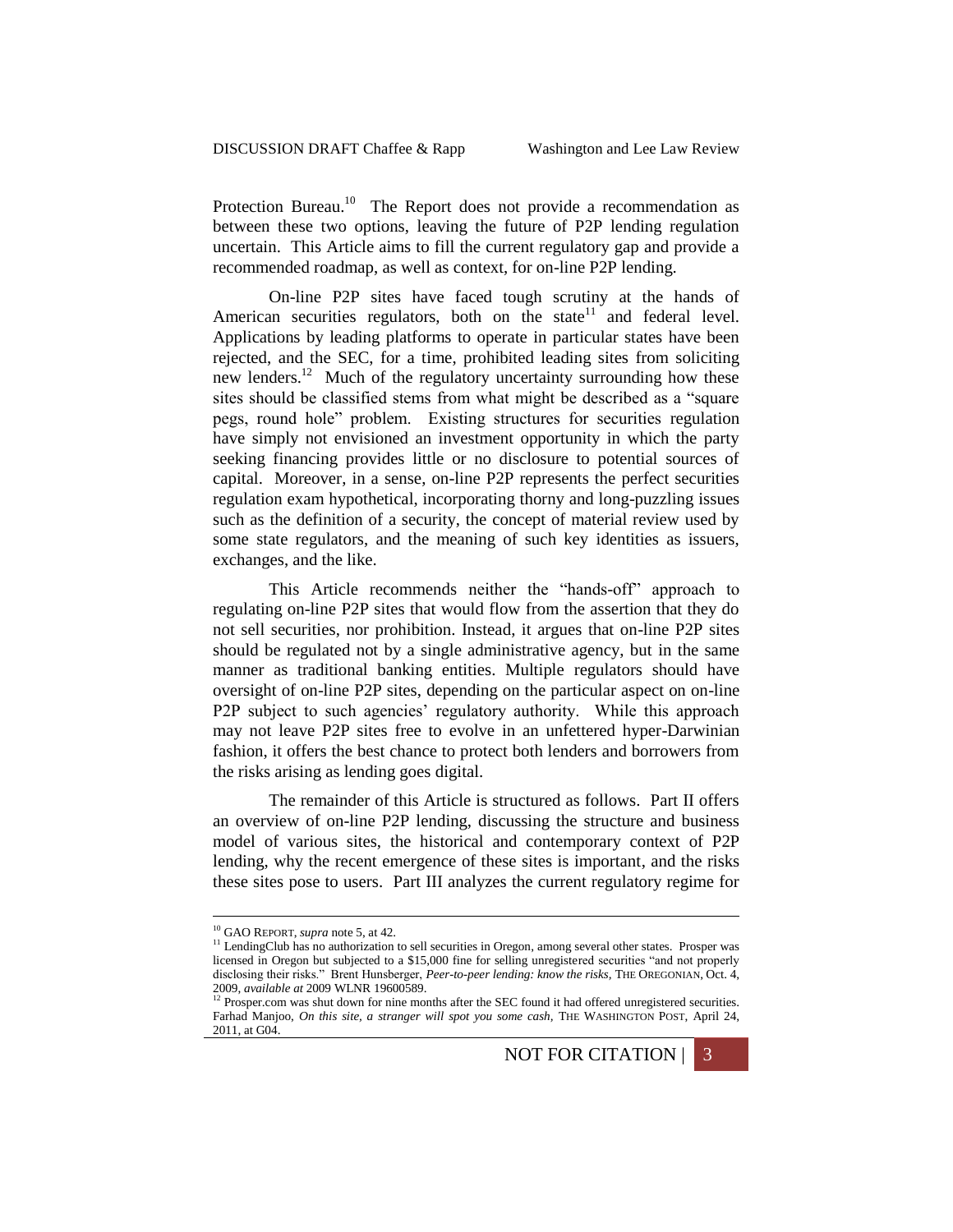Protection Bureau.[10] The Report does not provide a recommendation as between these two options, leaving the future of P2P lending regulation uncertain. This Article aims to fill the current regulatory gap and provide a recommended roadmap, as well as context, for on-line P2P lending.

On-line P2P sites have faced tough scrutiny at the hands of American securities regulators, both on the state[11] and federal level. Applications by leading platforms to operate in particular states have been rejected, and the SEC, for a time, prohibited leading sites from soliciting new lenders.[12] Much of the regulatory uncertainty surrounding how these sites should be classified stems from what might be described as a "square pegs, round hole" problem. Existing structures for securities regulation have simply not envisioned an investment opportunity in which the party seeking financing provides little or no disclosure to potential sources of capital. Moreover, in a sense, on-line P2P represents the perfect securities regulation exam hypothetical, incorporating thorny and long-puzzling issues such as the definition of a security, the concept of material review used by some state regulators, and the meaning of such key identities as issuers, exchanges, and the like.

This Article recommends neither the "hands-off" approach to regulating on-line P2P sites that would flow from the assertion that they do not sell securities, nor prohibition. Instead, it argues that on-line P2P sites should be regulated not by a single administrative agency, but in the same manner as traditional banking entities. Multiple regulators should have oversight of on-line P2P sites, depending on the particular aspect on on-line P2P subject to such agencies' regulatory authority. While this approach may not leave P2P sites free to evolve in an unfettered hyper-Darwinian fashion, it offers the best chance to protect both lenders and borrowers from the risks arising as lending goes digital.

The remainder of this Article is structured as follows. Part II offers an overview of on-line P2P lending, discussing the structure and business model of various sites, the historical and contemporary context of P2P lending, why the recent emergence of these sites is important, and the risks these sites pose to users. Part III analyzes the current regulatory regime for

---

[10] GAO REPORT, *supra* note 5, at 42.

[11] LendingClub has no authorization to sell securities in Oregon, among several other states. Prosper was licensed in Oregon but subjected to a $15,000 fine for selling unregistered securities "and not properly disclosing their risks." Brent Hunsberger, *Peer-to-peer lending: know the risks*, THE OREGONIAN, Oct. 4, 2009, *available at* 2009 WLNR 19600589.

[12] Prosper.com was shut down for nine months after the SEC found it had offered unregistered securities. Farhad Manjoo, *On this site, a stranger will spot you some cash*, THE WASHINGTON POST, April 24, 2011, at G04.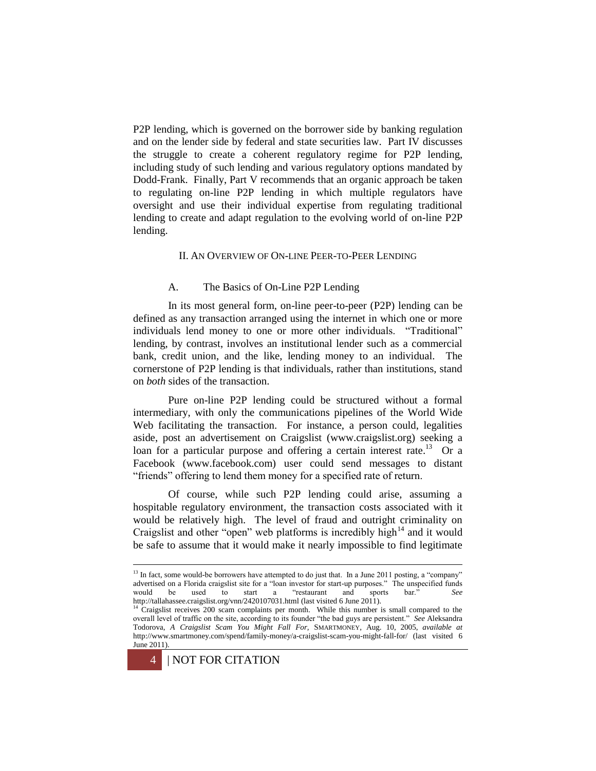P2P lending, which is governed on the borrower side by banking regulation and on the lender side by federal and state securities law. Part IV discusses the struggle to create a coherent regulatory regime for P2P lending, including study of such lending and various regulatory options mandated by Dodd-Frank. Finally, Part V recommends that an organic approach be taken to regulating on-line P2P lending in which multiple regulators have oversight and use their individual expertise from regulating traditional lending to create and adapt regulation to the evolving world of on-line P2P lending.

## II. An Overview of On-line Peer-to-Peer Lending

### A. The Basics of On-Line P2P Lending

In its most general form, on-line peer-to-peer (P2P) lending can be defined as any transaction arranged using the internet in which one or more individuals lend money to one or more other individuals. "Traditional" lending, by contrast, involves an institutional lender such as a commercial bank, credit union, and the like, lending money to an individual. The cornerstone of P2P lending is that individuals, rather than institutions, stand on *both* sides of the transaction.

Pure on-line P2P lending could be structured without a formal intermediary, with only the communications pipelines of the World Wide Web facilitating the transaction. For instance, a person could, legalities aside, post an advertisement on Craigslist (www.craigslist.org) seeking a loan for a particular purpose and offering a certain interest rate.[13] Or a Facebook (www.facebook.com) user could send messages to distant "friends" offering to lend them money for a specified rate of return.

Of course, while such P2P lending could arise, assuming a hospitable regulatory environment, the transaction costs associated with it would be relatively high. The level of fraud and outright criminality on Craigslist and other "open" web platforms is incredibly high[14] and it would be safe to assume that it would make it nearly impossible to find legitimate

---

[13] In fact, some would-be borrowers have attempted to do just that. In a June 2011 posting, a "company" advertised on a Florida craigslist site for a "loan investor for start-up purposes." The unspecified funds would be used to start a "restaurant and sports bar." *See* http://tallahassee.craigslist.org/vnn/2420107031.html (last visited 6 June 2011).

[14] Craigslist receives 200 scam complaints per month. While this number is small compared to the overall level of traffic on the site, according to its founder "the bad guys are persistent." *See* Aleksandra Todorova, *A Craigslist Scam You Might Fall For*, SMARTMONEY, Aug. 10, 2005, *available at* http://www.smartmoney.com/spend/family-money/a-craigslist-scam-you-might-fall-for/ (last visited 6 June 2011).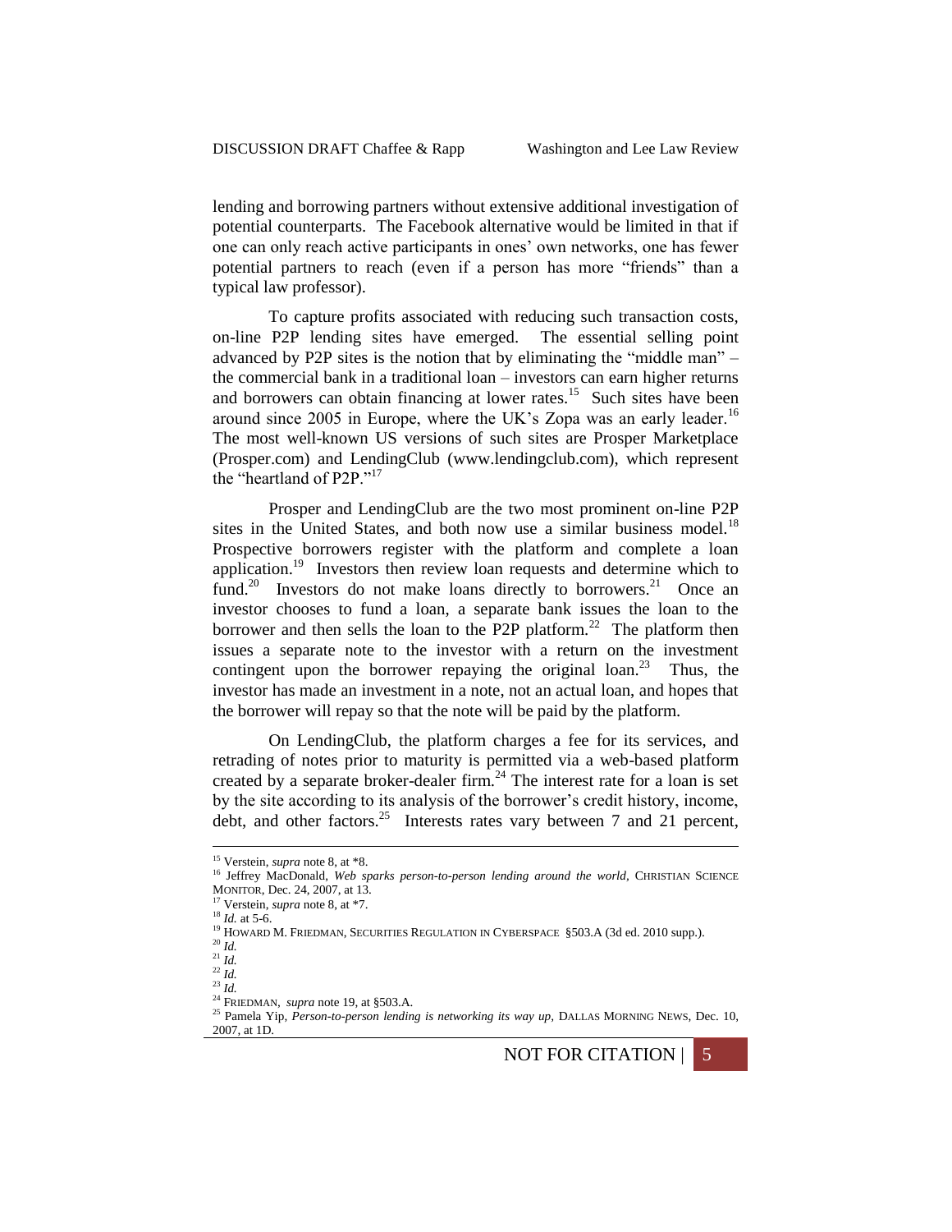lending and borrowing partners without extensive additional investigation of potential counterparts. The Facebook alternative would be limited in that if one can only reach active participants in ones' own networks, one has fewer potential partners to reach (even if a person has more "friends" than a typical law professor).

To capture profits associated with reducing such transaction costs, on-line P2P lending sites have emerged. The essential selling point advanced by P2P sites is the notion that by eliminating the "middle man" – the commercial bank in a traditional loan – investors can earn higher returns and borrowers can obtain financing at lower rates.[15] Such sites have been around since 2005 in Europe, where the UK's Zopa was an early leader.[16] The most well-known US versions of such sites are Prosper Marketplace (Prosper.com) and LendingClub (www.lendingclub.com), which represent the "heartland of P2P."[17]

Prosper and LendingClub are the two most prominent on-line P2P sites in the United States, and both now use a similar business model.[18] Prospective borrowers register with the platform and complete a loan application.[19] Investors then review loan requests and determine which to fund.[20] Investors do not make loans directly to borrowers.[21] Once an investor chooses to fund a loan, a separate bank issues the loan to the borrower and then sells the loan to the P2P platform.[22] The platform then issues a separate note to the investor with a return on the investment contingent upon the borrower repaying the original loan.[23] Thus, the investor has made an investment in a note, not an actual loan, and hopes that the borrower will repay so that the note will be paid by the platform.

On LendingClub, the platform charges a fee for its services, and retrading of notes prior to maturity is permitted via a web-based platform created by a separate broker-dealer firm.[24] The interest rate for a loan is set by the site according to its analysis of the borrower's credit history, income, debt, and other factors.[25] Interests rates vary between 7 and 21 percent,

---

[15] Verstein, *supra* note 8, at *8.

[16] Jeffrey MacDonald, *Web sparks person-to-person lending around the world*, CHRISTIAN SCIENCE MONITOR, Dec. 24, 2007, at 13.

[17] Verstein, *supra* note 8, at *7.

[18] *Id.* at 5-6.

[19] HOWARD M. FRIEDMAN, SECURITIES REGULATION IN CYBERSPACE §503.A (3d ed. 2010 supp.).

[20] *Id.*

[21] *Id.*

[22] *Id.*

[23] *Id.*

[24] FRIEDMAN, *supra* note 19, at §503.A.

[25] Pamela Yip, *Person-to-person lending is networking its way up*, DALLAS MORNING NEWS, Dec. 10, 2007, at 1D.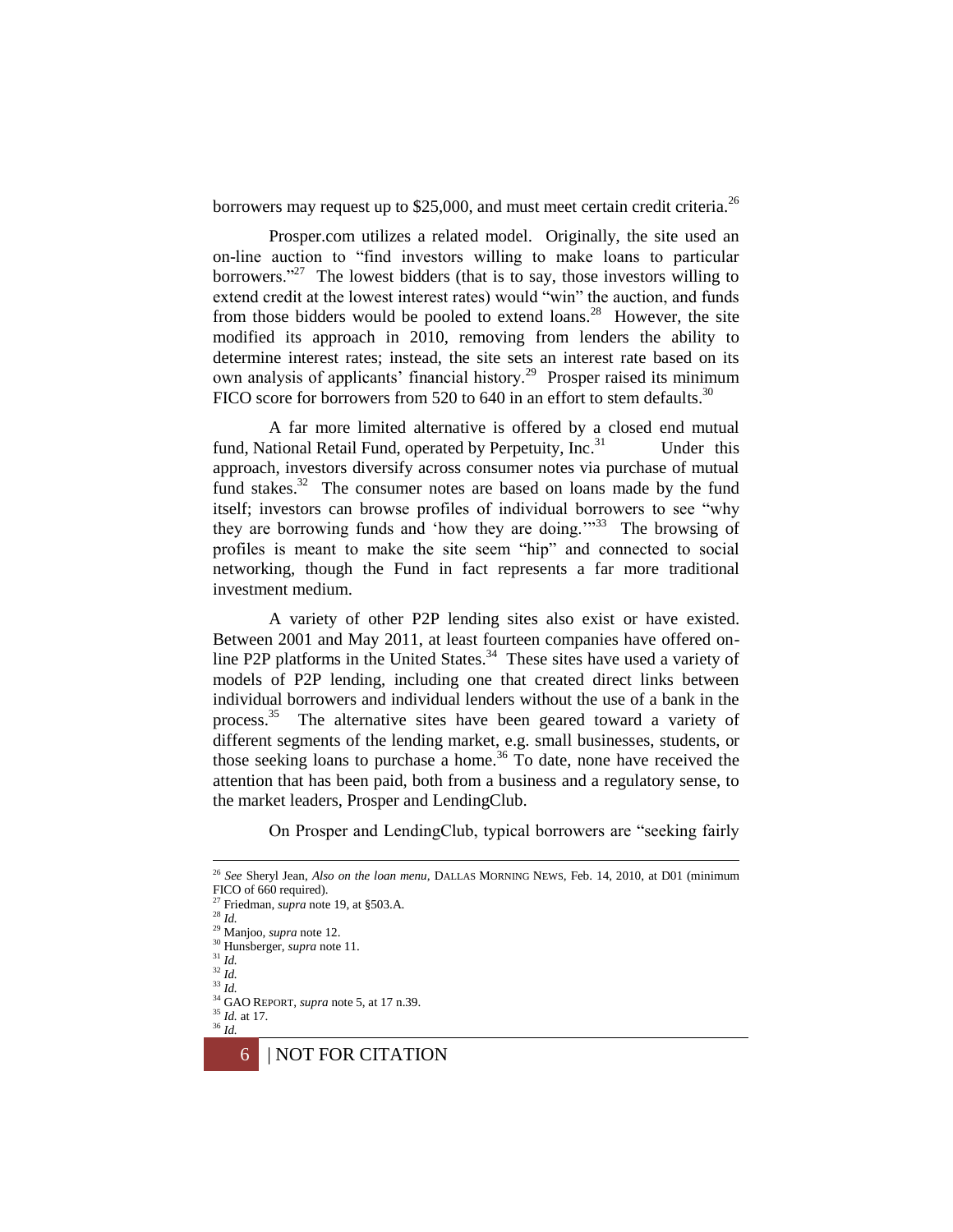borrowers may request up to $25,000, and must meet certain credit criteria.[26]

Prosper.com utilizes a related model. Originally, the site used an on-line auction to "find investors willing to make loans to particular borrowers."[27] The lowest bidders (that is to say, those investors willing to extend credit at the lowest interest rates) would "win" the auction, and funds from those bidders would be pooled to extend loans.[28] However, the site modified its approach in 2010, removing from lenders the ability to determine interest rates; instead, the site sets an interest rate based on its own analysis of applicants' financial history.[29] Prosper raised its minimum FICO score for borrowers from 520 to 640 in an effort to stem defaults.[30]

A far more limited alternative is offered by a closed end mutual fund, National Retail Fund, operated by Perpetuity, Inc.[31] Under this approach, investors diversify across consumer notes via purchase of mutual fund stakes.[32] The consumer notes are based on loans made by the fund itself; investors can browse profiles of individual borrowers to see "why they are borrowing funds and 'how they are doing.'"[33] The browsing of profiles is meant to make the site seem "hip" and connected to social networking, though the Fund in fact represents a far more traditional investment medium.

A variety of other P2P lending sites also exist or have existed. Between 2001 and May 2011, at least fourteen companies have offered on-line P2P platforms in the United States.[34] These sites have used a variety of models of P2P lending, including one that created direct links between individual borrowers and individual lenders without the use of a bank in the process.[35] The alternative sites have been geared toward a variety of different segments of the lending market, e.g. small businesses, students, or those seeking loans to purchase a home.[36] To date, none have received the attention that has been paid, both from a business and a regulatory sense, to the market leaders, Prosper and LendingClub.

On Prosper and LendingClub, typical borrowers are "seeking fairly

---

[26] *See* Sheryl Jean, *Also on the loan menu*, DALLAS MORNING NEWS, Feb. 14, 2010, at D01 (minimum FICO of 660 required).

[27] Friedman, *supra* note 19, at §503.A.

[28] *Id.*

[29] Manjoo, *supra* note 12.

[30] Hunsberger, *supra* note 11.

[31] *Id.*

[32] *Id.*

[33] *Id.*

[34] GAO REPORT, *supra* note 5, at 17 n.39.

[35] *Id.* at 17.

[36] *Id.*

| NOT FOR CITATION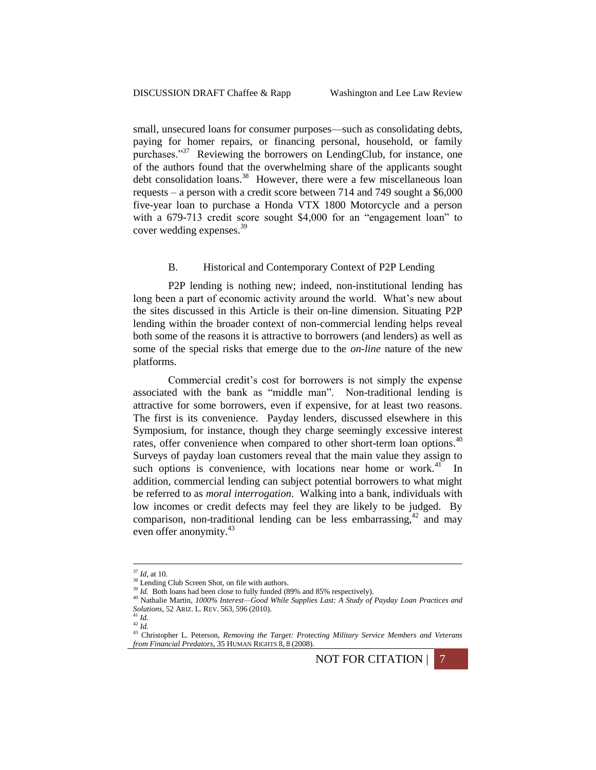small, unsecured loans for consumer purposes—such as consolidating debts, paying for homer repairs, or financing personal, household, or family purchases."[37] Reviewing the borrowers on LendingClub, for instance, one of the authors found that the overwhelming share of the applicants sought debt consolidation loans.[38] However, there were a few miscellaneous loan requests – a person with a credit score between 714 and 749 sought a $6,000 five-year loan to purchase a Honda VTX 1800 Motorcycle and a person with a 679-713 credit score sought $4,000 for an "engagement loan" to cover wedding expenses.[39]

### B. Historical and Contemporary Context of P2P Lending

P2P lending is nothing new; indeed, non-institutional lending has long been a part of economic activity around the world. What's new about the sites discussed in this Article is their on-line dimension. Situating P2P lending within the broader context of non-commercial lending helps reveal both some of the reasons it is attractive to borrowers (and lenders) as well as some of the special risks that emerge due to the *on-line* nature of the new platforms.

Commercial credit's cost for borrowers is not simply the expense associated with the bank as "middle man". Non-traditional lending is attractive for some borrowers, even if expensive, for at least two reasons. The first is its convenience. Payday lenders, discussed elsewhere in this Symposium, for instance, though they charge seemingly excessive interest rates, offer convenience when compared to other short-term loan options.[40] Surveys of payday loan customers reveal that the main value they assign to such options is convenience, with locations near home or work.[41] In addition, commercial lending can subject potential borrowers to what might be referred to as *moral interrogation*. Walking into a bank, individuals with low incomes or credit defects may feel they are likely to be judged. By comparison, non-traditional lending can be less embarrassing,[42] and may even offer anonymity.[43]

---

[37] *Id*, at 10.

[38] Lending Club Screen Shot, on file with authors.

[39] *Id.* Both loans had been close to fully funded (89% and 85% respectively).

[40] Nathalie Martin, *1000% Interest—Good While Supplies Last: A Study of Payday Loan Practices and Solutions*, 52 ARIZ. L. REV. 563, 596 (2010).

[41] *Id.*

[42] *Id.*

[43] Christopher L. Peterson, *Removing the Target: Protecting Military Service Members and Veterans from Financial Predators*, 35 HUMAN RIGHTS 8, 8 (2008).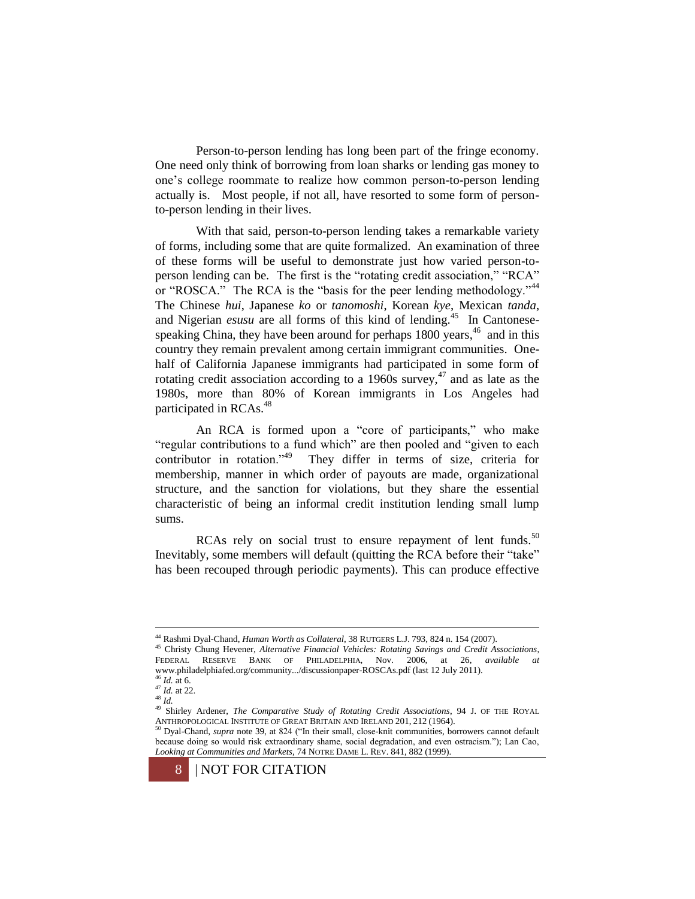Person-to-person lending has long been part of the fringe economy. One need only think of borrowing from loan sharks or lending gas money to one's college roommate to realize how common person-to-person lending actually is. Most people, if not all, have resorted to some form of person-to-person lending in their lives.

With that said, person-to-person lending takes a remarkable variety of forms, including some that are quite formalized. An examination of three of these forms will be useful to demonstrate just how varied person-to-person lending can be. The first is the "rotating credit association," "RCA" or "ROSCA." The RCA is the "basis for the peer lending methodology."[44] The Chinese *hui*, Japanese *ko* or *tanomoshi*, Korean *kye*, Mexican *tanda*, and Nigerian *esusu* are all forms of this kind of lending.[45] In Cantonese-speaking China, they have been around for perhaps 1800 years,[46] and in this country they remain prevalent among certain immigrant communities. One-half of California Japanese immigrants had participated in some form of rotating credit association according to a 1960s survey,[47] and as late as the 1980s, more than 80% of Korean immigrants in Los Angeles had participated in RCAs.[48]

An RCA is formed upon a "core of participants," who make "regular contributions to a fund which" are then pooled and "given to each contributor in rotation."[49] They differ in terms of size, criteria for membership, manner in which order of payouts are made, organizational structure, and the sanction for violations, but they share the essential characteristic of being an informal credit institution lending small lump sums.

RCAs rely on social trust to ensure repayment of lent funds.[50] Inevitably, some members will default (quitting the RCA before their "take" has been recouped through periodic payments). This can produce effective

---

[44] Rashmi Dyal-Chand, *Human Worth as Collateral*, 38 RUTGERS L.J. 793, 824 n. 154 (2007).

[45] Christy Chung Hevener, *Alternative Financial Vehicles: Rotating Savings and Credit Associations*, FEDERAL RESERVE BANK OF PHILADELPHIA, Nov. 2006, at 26, *available at* www.philadelphiafed.org/community.../discussionpaper-ROSCAs.pdf (last 12 July 2011).

[46] *Id.* at 6.

[47] *Id.* at 22.

[48] *Id.*

[49] Shirley Ardener, *The Comparative Study of Rotating Credit Associations*, 94 J. OF THE ROYAL ANTHROPOLOGICAL INSTITUTE OF GREAT BRITAIN AND IRELAND 201, 212 (1964).

[50] Dyal-Chand, *supra* note 39, at 824 ("In their small, close-knit communities, borrowers cannot default because doing so would risk extraordinary shame, social degradation, and even ostracism."); Lan Cao, *Looking at Communities and Markets*, 74 NOTRE DAME L. REV. 841, 882 (1999).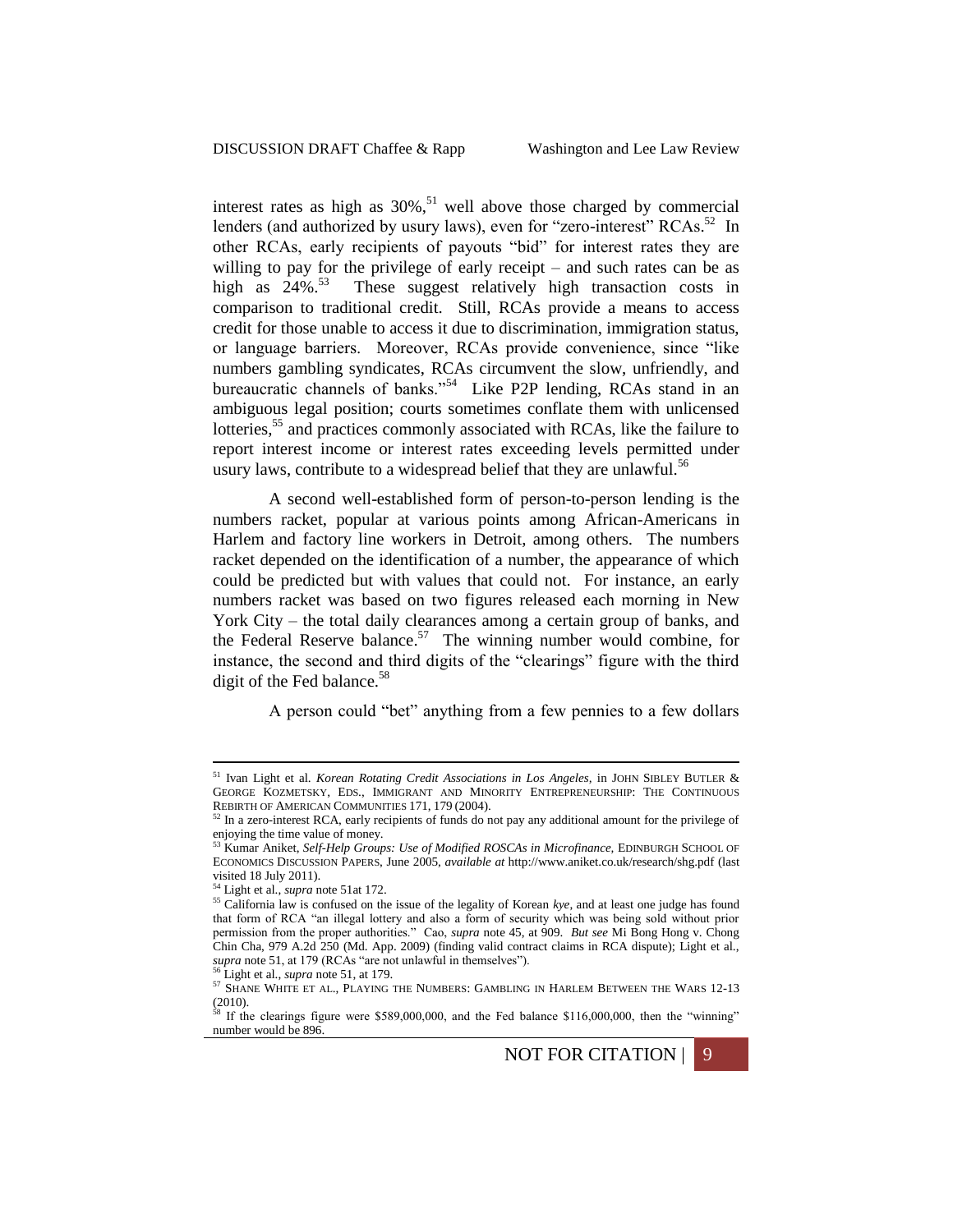interest rates as high as 30%,[51] well above those charged by commercial lenders (and authorized by usury laws), even for "zero-interest" RCAs.[52] In other RCAs, early recipients of payouts "bid" for interest rates they are willing to pay for the privilege of early receipt – and such rates can be as high as 24%.[53] These suggest relatively high transaction costs in comparison to traditional credit. Still, RCAs provide a means to access credit for those unable to access it due to discrimination, immigration status, or language barriers. Moreover, RCAs provide convenience, since "like numbers gambling syndicates, RCAs circumvent the slow, unfriendly, and bureaucratic channels of banks."[54] Like P2P lending, RCAs stand in an ambiguous legal position; courts sometimes conflate them with unlicensed lotteries,[55] and practices commonly associated with RCAs, like the failure to report interest income or interest rates exceeding levels permitted under usury laws, contribute to a widespread belief that they are unlawful.[56]

A second well-established form of person-to-person lending is the numbers racket, popular at various points among African-Americans in Harlem and factory line workers in Detroit, among others. The numbers racket depended on the identification of a number, the appearance of which could be predicted but with values that could not. For instance, an early numbers racket was based on two figures released each morning in New York City – the total daily clearances among a certain group of banks, and the Federal Reserve balance.[57] The winning number would combine, for instance, the second and third digits of the "clearings" figure with the third digit of the Fed balance.[58]

A person could "bet" anything from a few pennies to a few dollars

---

[51] Ivan Light et al. *Korean Rotating Credit Associations in Los Angeles*, in JOHN SIBLEY BUTLER & GEORGE KOZMETSKY, EDS., IMMIGRANT AND MINORITY ENTREPRENEURSHIP: THE CONTINUOUS REBIRTH OF AMERICAN COMMUNITIES 171, 179 (2004).

[52] In a zero-interest RCA, early recipients of funds do not pay any additional amount for the privilege of enjoying the time value of money.

[53] Kumar Aniket, *Self-Help Groups: Use of Modified ROSCAs in Microfinance*, EDINBURGH SCHOOL OF ECONOMICS DISCUSSION PAPERS, June 2005, *available at* http://www.aniket.co.uk/research/shg.pdf (last visited 18 July 2011).

[54] Light et al., *supra* note 51at 172.

[55] California law is confused on the issue of the legality of Korean *kye*, and at least one judge has found that form of RCA "an illegal lottery and also a form of security which was being sold without prior permission from the proper authorities." Cao, *supra* note 45, at 909. *But see* Mi Bong Hong v. Chong Chin Cha, 979 A.2d 250 (Md. App. 2009) (finding valid contract claims in RCA dispute); Light et al., *supra* note 51, at 179 (RCAs "are not unlawful in themselves").

[56] Light et al., *supra* note 51, at 179.

[57] SHANE WHITE ET AL., PLAYING THE NUMBERS: GAMBLING IN HARLEM BETWEEN THE WARS 12-13 (2010).

[58] If the clearings figure were $589,000,000, and the Fed balance $116,000,000, then the "winning" number would be 896.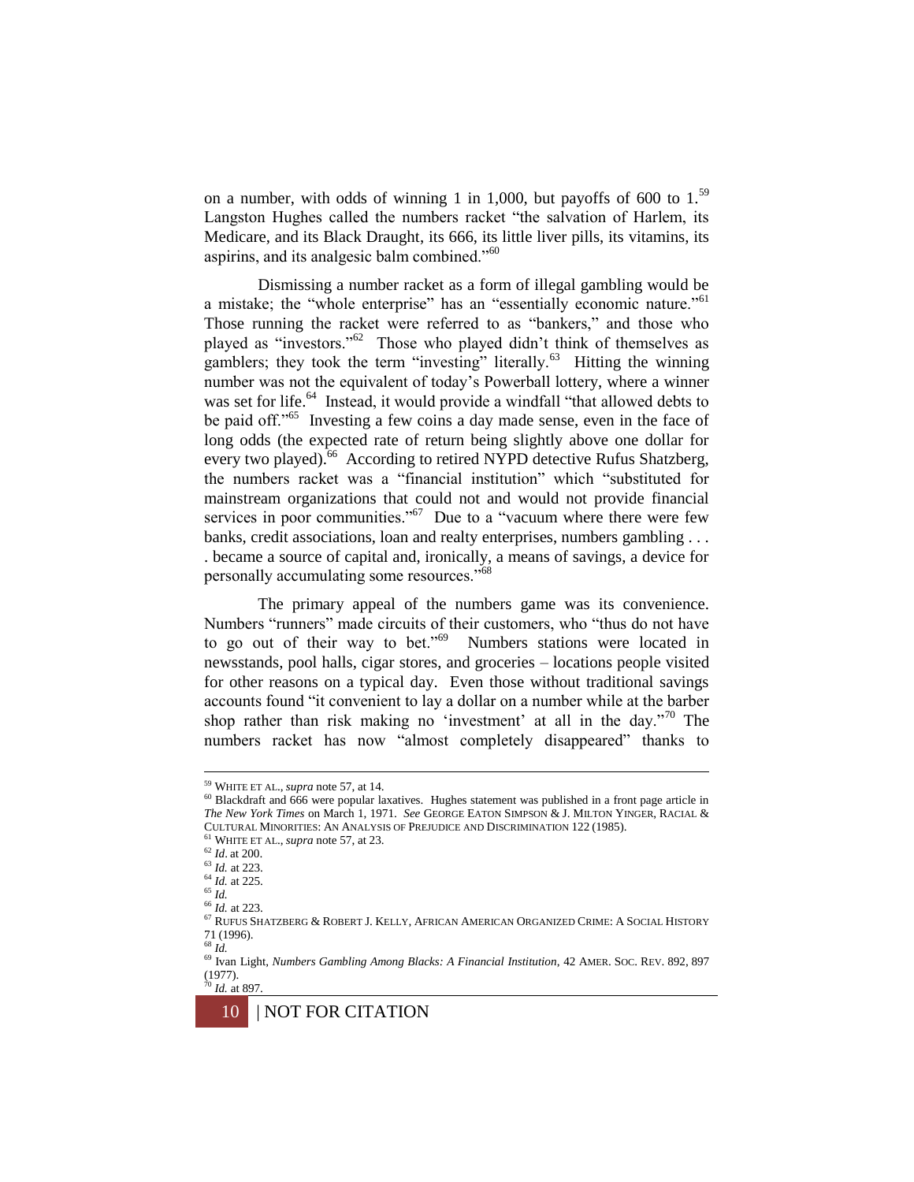on a number, with odds of winning 1 in 1,000, but payoffs of 600 to 1.[59] Langston Hughes called the numbers racket "the salvation of Harlem, its Medicare, and its Black Draught, its 666, its little liver pills, its vitamins, its aspirins, and its analgesic balm combined."[60]

Dismissing a number racket as a form of illegal gambling would be a mistake; the "whole enterprise" has an "essentially economic nature."[61] Those running the racket were referred to as "bankers," and those who played as "investors."[62] Those who played didn't think of themselves as gamblers; they took the term "investing" literally.[63] Hitting the winning number was not the equivalent of today's Powerball lottery, where a winner was set for life.[64] Instead, it would provide a windfall "that allowed debts to be paid off."[65] Investing a few coins a day made sense, even in the face of long odds (the expected rate of return being slightly above one dollar for every two played).[66] According to retired NYPD detective Rufus Shatzberg, the numbers racket was a "financial institution" which "substituted for mainstream organizations that could not and would not provide financial services in poor communities."[67] Due to a "vacuum where there were few banks, credit associations, loan and realty enterprises, numbers gambling . . . . became a source of capital and, ironically, a means of savings, a device for personally accumulating some resources."[68]

The primary appeal of the numbers game was its convenience. Numbers "runners" made circuits of their customers, who "thus do not have to go out of their way to bet."[69] Numbers stations were located in newsstands, pool halls, cigar stores, and groceries – locations people visited for other reasons on a typical day. Even those without traditional savings accounts found "it convenient to lay a dollar on a number while at the barber shop rather than risk making no 'investment' at all in the day."[70] The numbers racket has now "almost completely disappeared" thanks to

---

[59] WHITE ET AL., *supra* note 57, at 14.

[60] Blackdraft and 666 were popular laxatives. Hughes statement was published in a front page article in *The New York Times* on March 1, 1971. *See* GEORGE EATON SIMPSON & J. MILTON YINGER, RACIAL & CULTURAL MINORITIES: AN ANALYSIS OF PREJUDICE AND DISCRIMINATION 122 (1985).

[61] WHITE ET AL., *supra* note 57, at 23.

[62] *Id*. at 200.

[63] *Id.* at 223.

[64] *Id.* at 225.

[65] *Id.*

[66] *Id.* at 223.

[67] RUFUS SHATZBERG & ROBERT J. KELLY, AFRICAN AMERICAN ORGANIZED CRIME: A SOCIAL HISTORY 71 (1996).

[68] *Id.*

[69] Ivan Light, *Numbers Gambling Among Blacks: A Financial Institution*, 42 AMER. SOC. REV. 892, 897 (1977).

[70] *Id.* at 897.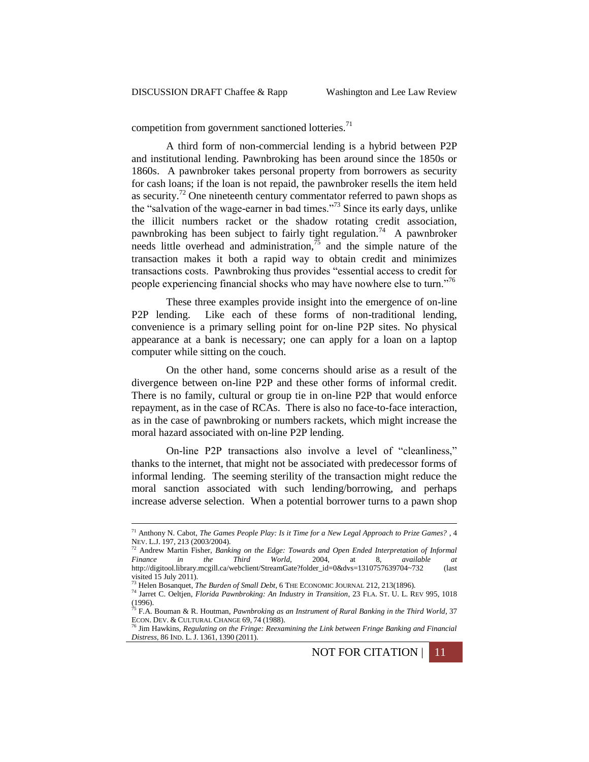competition from government sanctioned lotteries.[71]

A third form of non-commercial lending is a hybrid between P2P and institutional lending. Pawnbroking has been around since the 1850s or 1860s. A pawnbroker takes personal property from borrowers as security for cash loans; if the loan is not repaid, the pawnbroker resells the item held as security.[72] One nineteenth century commentator referred to pawn shops as the "salvation of the wage-earner in bad times."[73] Since its early days, unlike the illicit numbers racket or the shadow rotating credit association, pawnbroking has been subject to fairly tight regulation.[74] A pawnbroker needs little overhead and administration,[75] and the simple nature of the transaction makes it both a rapid way to obtain credit and minimizes transactions costs. Pawnbroking thus provides "essential access to credit for people experiencing financial shocks who may have nowhere else to turn."[76]

These three examples provide insight into the emergence of on-line P2P lending. Like each of these forms of non-traditional lending, convenience is a primary selling point for on-line P2P sites. No physical appearance at a bank is necessary; one can apply for a loan on a laptop computer while sitting on the couch.

On the other hand, some concerns should arise as a result of the divergence between on-line P2P and these other forms of informal credit. There is no family, cultural or group tie in on-line P2P that would enforce repayment, as in the case of RCAs. There is also no face-to-face interaction, as in the case of pawnbroking or numbers rackets, which might increase the moral hazard associated with on-line P2P lending.

On-line P2P transactions also involve a level of "cleanliness," thanks to the internet, that might not be associated with predecessor forms of informal lending. The seeming sterility of the transaction might reduce the moral sanction associated with such lending/borrowing, and perhaps increase adverse selection. When a potential borrower turns to a pawn shop

---

[71] Anthony N. Cabot, *The Games People Play: Is it Time for a New Legal Approach to Prize Games?* , 4 NEV. L.J. 197, 213 (2003/2004).

[72] Andrew Martin Fisher, *Banking on the Edge: Towards and Open Ended Interpretation of Informal Finance in the Third World*, 2004, at 8, *available at* http://digitool.library.mcgill.ca/webclient/StreamGate?folder_id=0&dvs=1310757639704~732 (last visited 15 July 2011).

[73] Helen Bosanquet, *The Burden of Small Debt*, 6 THE ECONOMIC JOURNAL 212, 213(1896).

[74] Jarret C. Oeltjen, *Florida Pawnbroking: An Industry in Transition*, 23 FLA. ST. U. L. REV 995, 1018 (1996).

[75] F.A. Bouman & R. Houtman, *Pawnbroking as an Instrument of Rural Banking in the Third World*, 37 ECON. DEV. & CULTURAL CHANGE 69, 74 (1988).

[76] Jim Hawkins, *Regulating on the Fringe: Reexamining the Link between Fringe Banking and Financial Distress*, 86 IND. L. J. 1361, 1390 (2011).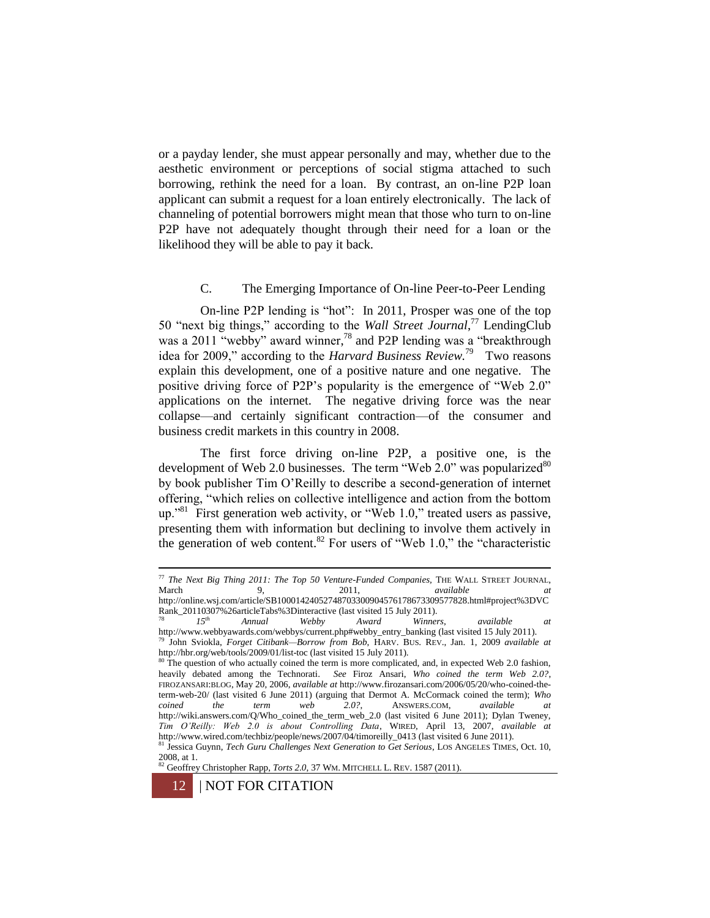or a payday lender, she must appear personally and may, whether due to the aesthetic environment or perceptions of social stigma attached to such borrowing, rethink the need for a loan. By contrast, an on-line P2P loan applicant can submit a request for a loan entirely electronically. The lack of channeling of potential borrowers might mean that those who turn to on-line P2P have not adequately thought through their need for a loan or the likelihood they will be able to pay it back.

### C. The Emerging Importance of On-line Peer-to-Peer Lending

On-line P2P lending is "hot": In 2011, Prosper was one of the top 50 "next big things," according to the *Wall Street Journal*,[77] LendingClub was a 2011 "webby" award winner,[78] and P2P lending was a "breakthrough idea for 2009," according to the *Harvard Business Review*.[79] Two reasons explain this development, one of a positive nature and one negative. The positive driving force of P2P's popularity is the emergence of "Web 2.0" applications on the internet. The negative driving force was the near collapse—and certainly significant contraction—of the consumer and business credit markets in this country in 2008.

The first force driving on-line P2P, a positive one, is the development of Web 2.0 businesses. The term "Web 2.0" was popularized[80] by book publisher Tim O'Reilly to describe a second-generation of internet offering, "which relies on collective intelligence and action from the bottom up."[81] First generation web activity, or "Web 1.0," treated users as passive, presenting them with information but declining to involve them actively in the generation of web content.[82] For users of "Web 1.0," the "characteristic

---

[77] *The Next Big Thing 2011: The Top 50 Venture-Funded Companies*, THE WALL STREET JOURNAL, March 9, 2011, *available at* http://online.wsj.com/article/SB10001424052748703300904576178673309577828.html#project%3DVCRank_20110307%26articleTabs%3Dinteractive (last visited 15 July 2011).

[78] *15th Annual Webby Award Winners*, *available at* http://www.webbyawards.com/webbys/current.php#webby_entry_banking (last visited 15 July 2011).

[79] John Sviokla, *Forget Citibank—Borrow from Bob*, HARV. BUS. REV., Jan. 1, 2009 *available at* http://hbr.org/web/tools/2009/01/list-toc (last visited 15 July 2011).

[80] The question of who actually coined the term is more complicated, and, in expected Web 2.0 fashion, heavily debated among the Technorati. *See* Firoz Ansari, *Who coined the term Web 2.0?*, FIROZANSARI:BLOG, May 20, 2006, *available at* http://www.firozansari.com/2006/05/20/who-coined-the-term-web-20/ (last visited 6 June 2011) (arguing that Dermot A. McCormack coined the term); *Who coined the term web 2.0?*, ANSWERS.COM, *available at* http://wiki.answers.com/Q/Who_coined_the_term_web_2.0 (last visited 6 June 2011); Dylan Tweney, *Tim O'Reilly: Web 2.0 is about Controlling Data*, WIRED, April 13, 2007, *available at* http://www.wired.com/techbiz/people/news/2007/04/timoreilly_0413 (last visited 6 June 2011).

[81] Jessica Guynn, *Tech Guru Challenges Next Generation to Get Serious*, LOS ANGELES TIMES, Oct. 10, 2008, at 1.

[82] Geoffrey Christopher Rapp, *Torts 2.0*, 37 WM. MITCHELL L. REV. 1587 (2011).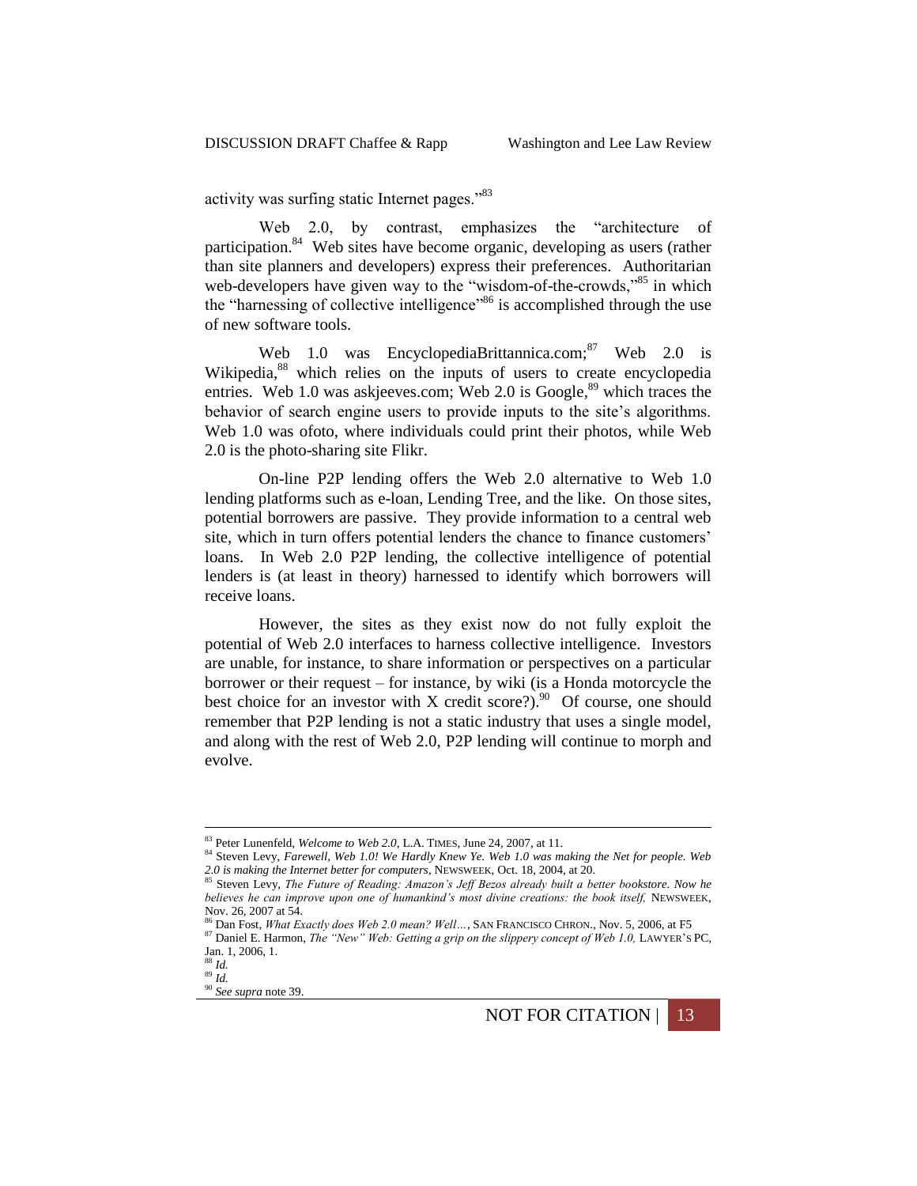activity was surfing static Internet pages."[83]

Web 2.0, by contrast, emphasizes the "architecture of participation.[84] Web sites have become organic, developing as users (rather than site planners and developers) express their preferences. Authoritarian web-developers have given way to the "wisdom-of-the-crowds,"[85] in which the "harnessing of collective intelligence"[86] is accomplished through the use of new software tools.

Web 1.0 was EncyclopediaBrittannica.com;[87] Web 2.0 is Wikipedia,[88] which relies on the inputs of users to create encyclopedia entries. Web 1.0 was askjeeves.com; Web 2.0 is Google,[89] which traces the behavior of search engine users to provide inputs to the site's algorithms. Web 1.0 was ofoto, where individuals could print their photos, while Web 2.0 is the photo-sharing site Flikr.

On-line P2P lending offers the Web 2.0 alternative to Web 1.0 lending platforms such as e-loan, Lending Tree, and the like. On those sites, potential borrowers are passive. They provide information to a central web site, which in turn offers potential lenders the chance to finance customers' loans. In Web 2.0 P2P lending, the collective intelligence of potential lenders is (at least in theory) harnessed to identify which borrowers will receive loans.

However, the sites as they exist now do not fully exploit the potential of Web 2.0 interfaces to harness collective intelligence. Investors are unable, for instance, to share information or perspectives on a particular borrower or their request – for instance, by wiki (is a Honda motorcycle the best choice for an investor with X credit score?).[90] Of course, one should remember that P2P lending is not a static industry that uses a single model, and along with the rest of Web 2.0, P2P lending will continue to morph and evolve.

---

[83] Peter Lunenfeld, *Welcome to Web 2.0*, L.A. TIMES, June 24, 2007, at 11.

[84] Steven Levy, *Farewell, Web 1.0! We Hardly Knew Ye. Web 1.0 was making the Net for people. Web 2.0 is making the Internet better for computers*, NEWSWEEK, Oct. 18, 2004, at 20.

[85] Steven Levy, *The Future of Reading: Amazon's Jeff Bezos already built a better bookstore. Now he believes he can improve upon one of humankind's most divine creations: the book itself,* NEWSWEEK, Nov. 26, 2007 at 54.

[86] Dan Fost, *What Exactly does Web 2.0 mean? Well…*, SAN FRANCISCO CHRON., Nov. 5, 2006, at F5

[87] Daniel E. Harmon, *The "New" Web: Getting a grip on the slippery concept of Web 1.0,* LAWYER'S PC, Jan. 1, 2006, 1.

[88] *Id.*

[89] *Id.*

[90] *See supra* note 39.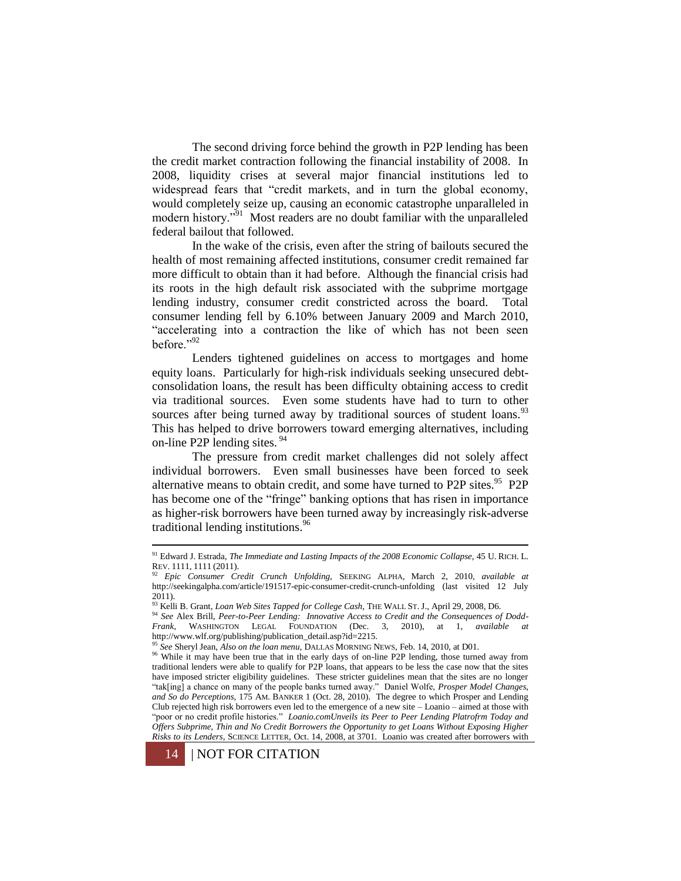The second driving force behind the growth in P2P lending has been the credit market contraction following the financial instability of 2008. In 2008, liquidity crises at several major financial institutions led to widespread fears that "credit markets, and in turn the global economy, would completely seize up, causing an economic catastrophe unparalleled in modern history."[91] Most readers are no doubt familiar with the unparalleled federal bailout that followed.

In the wake of the crisis, even after the string of bailouts secured the health of most remaining affected institutions, consumer credit remained far more difficult to obtain than it had before. Although the financial crisis had its roots in the high default risk associated with the subprime mortgage lending industry, consumer credit constricted across the board. Total consumer lending fell by 6.10% between January 2009 and March 2010, "accelerating into a contraction the like of which has not been seen before."[92]

Lenders tightened guidelines on access to mortgages and home equity loans. Particularly for high-risk individuals seeking unsecured debt-consolidation loans, the result has been difficulty obtaining access to credit via traditional sources. Even some students have had to turn to other sources after being turned away by traditional sources of student loans.[93] This has helped to drive borrowers toward emerging alternatives, including on-line P2P lending sites.[94]

The pressure from credit market challenges did not solely affect individual borrowers. Even small businesses have been forced to seek alternative means to obtain credit, and some have turned to P2P sites.[95] P2P has become one of the "fringe" banking options that has risen in importance as higher-risk borrowers have been turned away by increasingly risk-adverse traditional lending institutions.[96]

---

[91] Edward J. Estrada, *The Immediate and Lasting Impacts of the 2008 Economic Collapse*, 45 U. RICH. L. REV. 1111, 1111 (2011).

[92] *Epic Consumer Credit Crunch Unfolding*, SEEKING ALPHA, March 2, 2010, *available at* http://seekingalpha.com/article/191517-epic-consumer-credit-crunch-unfolding (last visited 12 July 2011).

[93] Kelli B. Grant, *Loan Web Sites Tapped for College Cash*, THE WALL ST. J., April 29, 2008, D6.

[94] *See* Alex Brill, *Peer-to-Peer Lending: Innovative Access to Credit and the Consequences of Dodd-Frank*, WASHINGTON LEGAL FOUNDATION (Dec. 3, 2010), at 1, *available at* http://www.wlf.org/publishing/publication_detail.asp?id=2215.

[95] *See* Sheryl Jean, *Also on the loan menu*, DALLAS MORNING NEWS, Feb. 14, 2010, at D01.

[96] While it may have been true that in the early days of on-line P2P lending, those turned away from traditional lenders were able to qualify for P2P loans, that appears to be less the case now that the sites have imposed stricter eligibility guidelines. These stricter guidelines mean that the sites are no longer "tak[ing] a chance on many of the people banks turned away." Daniel Wolfe, *Prosper Model Changes, and So do Perceptions*, 175 AM. BANKER 1 (Oct. 28, 2010). The degree to which Prosper and Lending Club rejected high risk borrowers even led to the emergence of a new site – Loanio – aimed at those with "poor or no credit profile histories." *Loanio.comUnveils its Peer to Peer Lending Platrofrm Today and Offers Subprime, Thin and No Credit Borrowers the Opportunity to get Loans Without Exposing Higher Risks to its Lenders*, SCIENCE LETTER, Oct. 14, 2008, at 3701. Loanio was created after borrowers with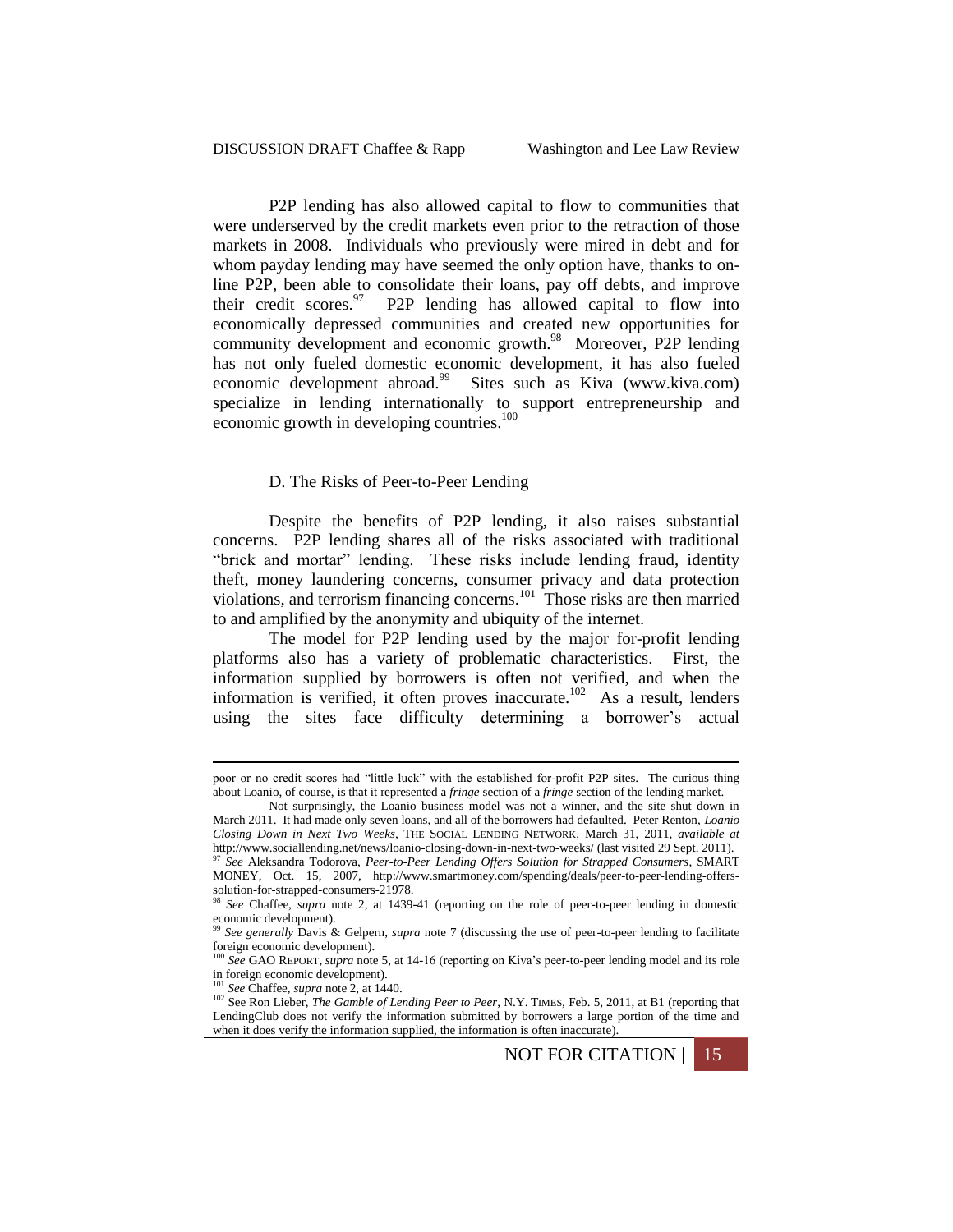P2P lending has also allowed capital to flow to communities that were underserved by the credit markets even prior to the retraction of those markets in 2008. Individuals who previously were mired in debt and for whom payday lending may have seemed the only option have, thanks to on-line P2P, been able to consolidate their loans, pay off debts, and improve their credit scores.[97] P2P lending has allowed capital to flow into economically depressed communities and created new opportunities for community development and economic growth.[98] Moreover, P2P lending has not only fueled domestic economic development, it has also fueled economic development abroad.[99] Sites such as Kiva (www.kiva.com) specialize in lending internationally to support entrepreneurship and economic growth in developing countries.[100]

### D. The Risks of Peer-to-Peer Lending

Despite the benefits of P2P lending, it also raises substantial concerns. P2P lending shares all of the risks associated with traditional "brick and mortar" lending. These risks include lending fraud, identity theft, money laundering concerns, consumer privacy and data protection violations, and terrorism financing concerns.[101] Those risks are then married to and amplified by the anonymity and ubiquity of the internet.

The model for P2P lending used by the major for-profit lending platforms also has a variety of problematic characteristics. First, the information supplied by borrowers is often not verified, and when the information is verified, it often proves inaccurate.[102] As a result, lenders using the sites face difficulty determining a borrower's actual

---

poor or no credit scores had "little luck" with the established for-profit P2P sites. The curious thing about Loanio, of course, is that it represented a *fringe* section of a *fringe* section of the lending market.

Not surprisingly, the Loanio business model was not a winner, and the site shut down in March 2011. It had made only seven loans, and all of the borrowers had defaulted. Peter Renton, *Loanio Closing Down in Next Two Weeks*, THE SOCIAL LENDING NETWORK, March 31, 2011, *available at* http://www.sociallending.net/news/loanio-closing-down-in-next-two-weeks/ (last visited 29 Sept. 2011).

[97] *See* Aleksandra Todorova, *Peer-to-Peer Lending Offers Solution for Strapped Consumers*, SMART MONEY, Oct. 15, 2007, http://www.smartmoney.com/spending/deals/peer-to-peer-lending-offers-solution-for-strapped-consumers-21978.

[98] *See* Chaffee, *supra* note 2, at 1439-41 (reporting on the role of peer-to-peer lending in domestic economic development).

[99] *See generally* Davis & Gelpern, *supra* note 7 (discussing the use of peer-to-peer lending to facilitate foreign economic development).

[100] *See* GAO REPORT, *supra* note 5, at 14-16 (reporting on Kiva's peer-to-peer lending model and its role in foreign economic development).

[101] *See* Chaffee, *supra* note 2, at 1440.

[102] See Ron Lieber, *The Gamble of Lending Peer to Peer*, N.Y. TIMES, Feb. 5, 2011, at B1 (reporting that LendingClub does not verify the information submitted by borrowers a large portion of the time and when it does verify the information supplied, the information is often inaccurate).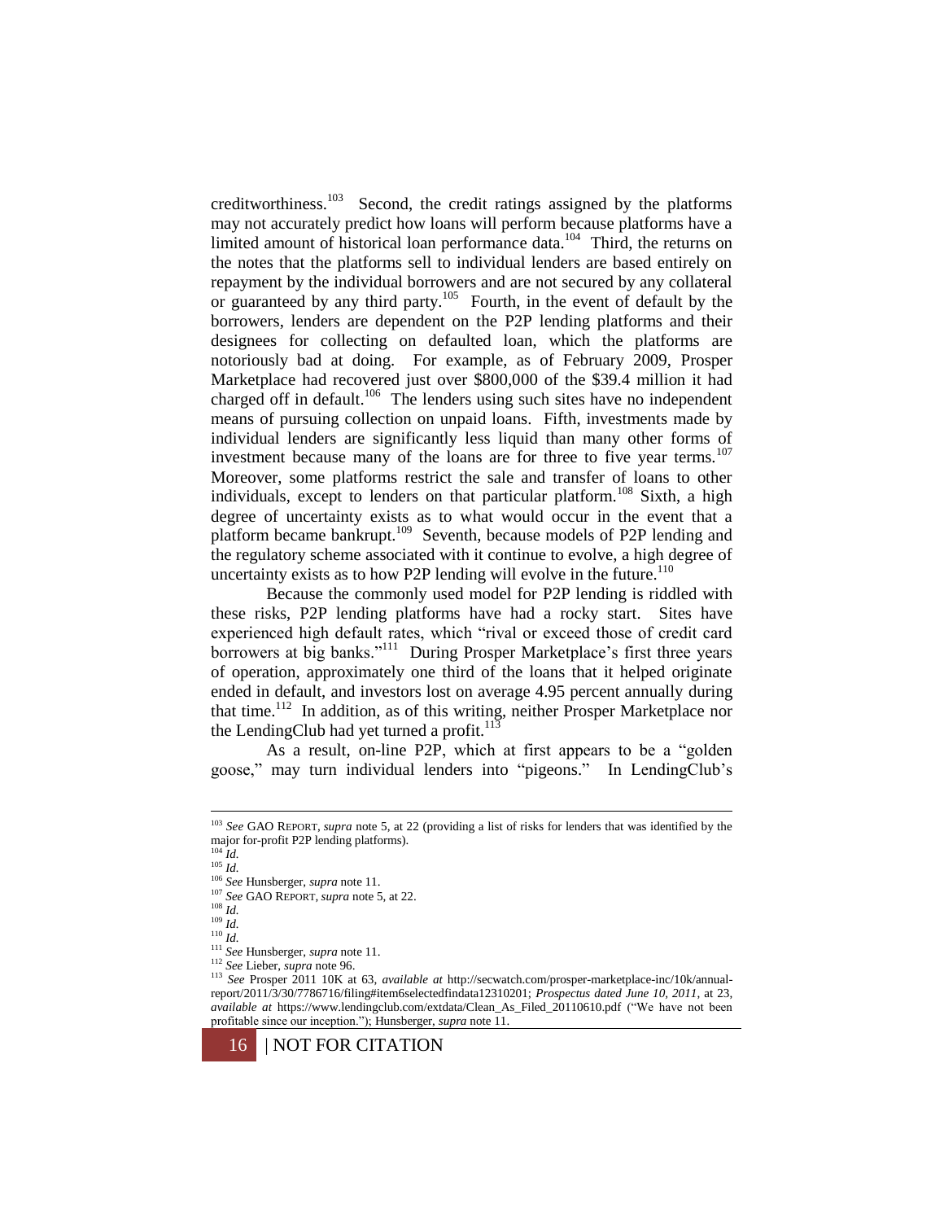creditworthiness.[103] Second, the credit ratings assigned by the platforms may not accurately predict how loans will perform because platforms have a limited amount of historical loan performance data.[104] Third, the returns on the notes that the platforms sell to individual lenders are based entirely on repayment by the individual borrowers and are not secured by any collateral or guaranteed by any third party.[105] Fourth, in the event of default by the borrowers, lenders are dependent on the P2P lending platforms and their designees for collecting on defaulted loan, which the platforms are notoriously bad at doing. For example, as of February 2009, Prosper Marketplace had recovered just over \$800,000 of the \$39.4 million it had charged off in default.[106] The lenders using such sites have no independent means of pursuing collection on unpaid loans. Fifth, investments made by individual lenders are significantly less liquid than many other forms of investment because many of the loans are for three to five year terms.[107] Moreover, some platforms restrict the sale and transfer of loans to other individuals, except to lenders on that particular platform.[108] Sixth, a high degree of uncertainty exists as to what would occur in the event that a platform became bankrupt.[109] Seventh, because models of P2P lending and the regulatory scheme associated with it continue to evolve, a high degree of uncertainty exists as to how P2P lending will evolve in the future.[110]

Because the commonly used model for P2P lending is riddled with these risks, P2P lending platforms have had a rocky start. Sites have experienced high default rates, which "rival or exceed those of credit card borrowers at big banks."[111] During Prosper Marketplace's first three years of operation, approximately one third of the loans that it helped originate ended in default, and investors lost on average 4.95 percent annually during that time.[112] In addition, as of this writing, neither Prosper Marketplace nor the LendingClub had yet turned a profit.[113]

As a result, on-line P2P, which at first appears to be a "golden goose," may turn individual lenders into "pigeons." In LendingClub's

---

[103] *See* GAO REPORT, *supra* note 5, at 22 (providing a list of risks for lenders that was identified by the major for-profit P2P lending platforms).

[104] *Id.*

[105] *Id.*

[106] *See* Hunsberger, *supra* note 11.

[107] *See* GAO REPORT, *supra* note 5, at 22.

[108] *Id.*

[109] *Id.*

[110] *Id.*

[111] *See* Hunsberger, *supra* note 11.

[112] *See* Lieber, *supra* note 96.

[113] *See* Prosper 2011 10K at 63, *available at* http://secwatch.com/prosper-marketplace-inc/10k/annual-report/2011/3/30/7786716/filing#item6selectedfindata12310201; *Prospectus dated June 10, 2011*, at 23, *available at* https://www.lendingclub.com/extdata/Clean_As_Filed_20110610.pdf ("We have not been profitable since our inception."); Hunsberger, *supra* note 11.

NOT FOR CITATION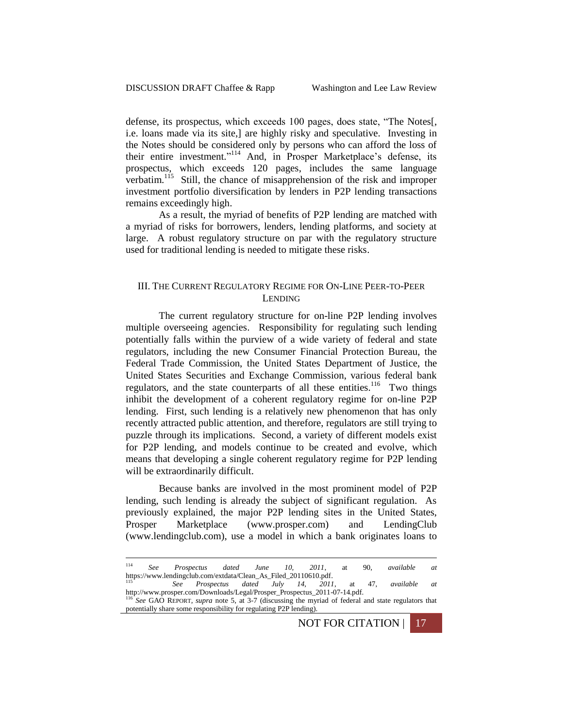defense, its prospectus, which exceeds 100 pages, does state, "The Notes[, i.e. loans made via its site,] are highly risky and speculative. Investing in the Notes should be considered only by persons who can afford the loss of their entire investment."[114] And, in Prosper Marketplace's defense, its prospectus, which exceeds 120 pages, includes the same language verbatim.[115] Still, the chance of misapprehension of the risk and improper investment portfolio diversification by lenders in P2P lending transactions remains exceedingly high.

As a result, the myriad of benefits of P2P lending are matched with a myriad of risks for borrowers, lenders, lending platforms, and society at large. A robust regulatory structure on par with the regulatory structure used for traditional lending is needed to mitigate these risks.

## III. THE CURRENT REGULATORY REGIME FOR ON-LINE PEER-TO-PEER LENDING

The current regulatory structure for on-line P2P lending involves multiple overseeing agencies. Responsibility for regulating such lending potentially falls within the purview of a wide variety of federal and state regulators, including the new Consumer Financial Protection Bureau, the Federal Trade Commission, the United States Department of Justice, the United States Securities and Exchange Commission, various federal bank regulators, and the state counterparts of all these entities.[116] Two things inhibit the development of a coherent regulatory regime for on-line P2P lending. First, such lending is a relatively new phenomenon that has only recently attracted public attention, and therefore, regulators are still trying to puzzle through its implications. Second, a variety of different models exist for P2P lending, and models continue to be created and evolve, which means that developing a single coherent regulatory regime for P2P lending will be extraordinarily difficult.

Because banks are involved in the most prominent model of P2P lending, such lending is already the subject of significant regulation. As previously explained, the major P2P lending sites in the United States, Prosper Marketplace (www.prosper.com) and LendingClub (www.lendingclub.com), use a model in which a bank originates loans to

---

[114] *See Prospectus dated June 10, 2011*, at 90, *available at* https://www.lendingclub.com/extdata/Clean_As_Filed_20110610.pdf.

[115] *See Prospectus dated July 14, 2011*, at 47, *available at* http://www.prosper.com/Downloads/Legal/Prosper_Prospectus_2011-07-14.pdf.

[116] *See* GAO REPORT, *supra* note 5, at 3-7 (discussing the myriad of federal and state regulators that potentially share some responsibility for regulating P2P lending).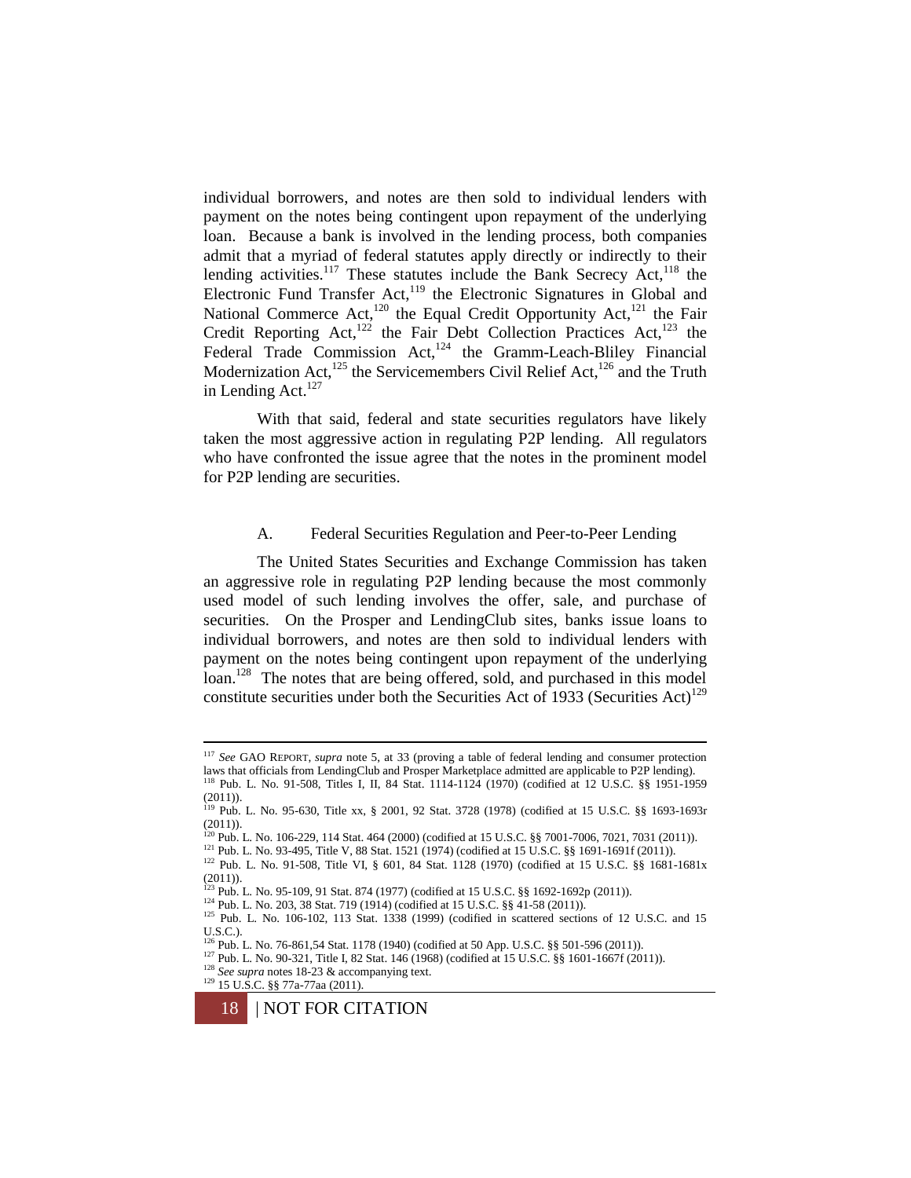individual borrowers, and notes are then sold to individual lenders with payment on the notes being contingent upon repayment of the underlying loan. Because a bank is involved in the lending process, both companies admit that a myriad of federal statutes apply directly or indirectly to their lending activities.[117] These statutes include the Bank Secrecy Act,[118] the Electronic Fund Transfer Act,[119] the Electronic Signatures in Global and National Commerce Act,[120] the Equal Credit Opportunity Act,[121] the Fair Credit Reporting Act,[122] the Fair Debt Collection Practices Act,[123] the Federal Trade Commission Act,[124] the Gramm-Leach-Bliley Financial Modernization Act,[125] the Servicemembers Civil Relief Act,[126] and the Truth in Lending Act.[127]

With that said, federal and state securities regulators have likely taken the most aggressive action in regulating P2P lending. All regulators who have confronted the issue agree that the notes in the prominent model for P2P lending are securities.

### A. Federal Securities Regulation and Peer-to-Peer Lending

The United States Securities and Exchange Commission has taken an aggressive role in regulating P2P lending because the most commonly used model of such lending involves the offer, sale, and purchase of securities. On the Prosper and LendingClub sites, banks issue loans to individual borrowers, and notes are then sold to individual lenders with payment on the notes being contingent upon repayment of the underlying loan.[128] The notes that are being offered, sold, and purchased in this model constitute securities under both the Securities Act of 1933 (Securities Act)[129]

---

[117] *See* GAO REPORT, *supra* note 5, at 33 (proving a table of federal lending and consumer protection laws that officials from LendingClub and Prosper Marketplace admitted are applicable to P2P lending).

[118] Pub. L. No. 91-508, Titles I, II, 84 Stat. 1114-1124 (1970) (codified at 12 U.S.C. §§ 1951-1959 (2011)).

[119] Pub. L. No. 95-630, Title xx, § 2001, 92 Stat. 3728 (1978) (codified at 15 U.S.C. §§ 1693-1693r (2011)).

[120] Pub. L. No. 106-229, 114 Stat. 464 (2000) (codified at 15 U.S.C. §§ 7001-7006, 7021, 7031 (2011)).

[121] Pub. L. No. 93-495, Title V, 88 Stat. 1521 (1974) (codified at 15 U.S.C. §§ 1691-1691f (2011)).

[122] Pub. L. No. 91-508, Title VI, § 601, 84 Stat. 1128 (1970) (codified at 15 U.S.C. §§ 1681-1681x (2011)).

[123] Pub. L. No. 95-109, 91 Stat. 874 (1977) (codified at 15 U.S.C. §§ 1692-1692p (2011)).

[124] Pub. L. No. 203, 38 Stat. 719 (1914) (codified at 15 U.S.C. §§ 41-58 (2011)).

[125] Pub. L. No. 106-102, 113 Stat. 1338 (1999) (codified in scattered sections of 12 U.S.C. and 15 U.S.C.).

[126] Pub. L. No. 76-861,54 Stat. 1178 (1940) (codified at 50 App. U.S.C. §§ 501-596 (2011)).

[127] Pub. L. No. 90-321, Title I, 82 Stat. 146 (1968) (codified at 15 U.S.C. §§ 1601-1667f (2011)).

[128] *See supra* notes 18-23 & accompanying text.

[129] 15 U.S.C. §§ 77a-77aa (2011).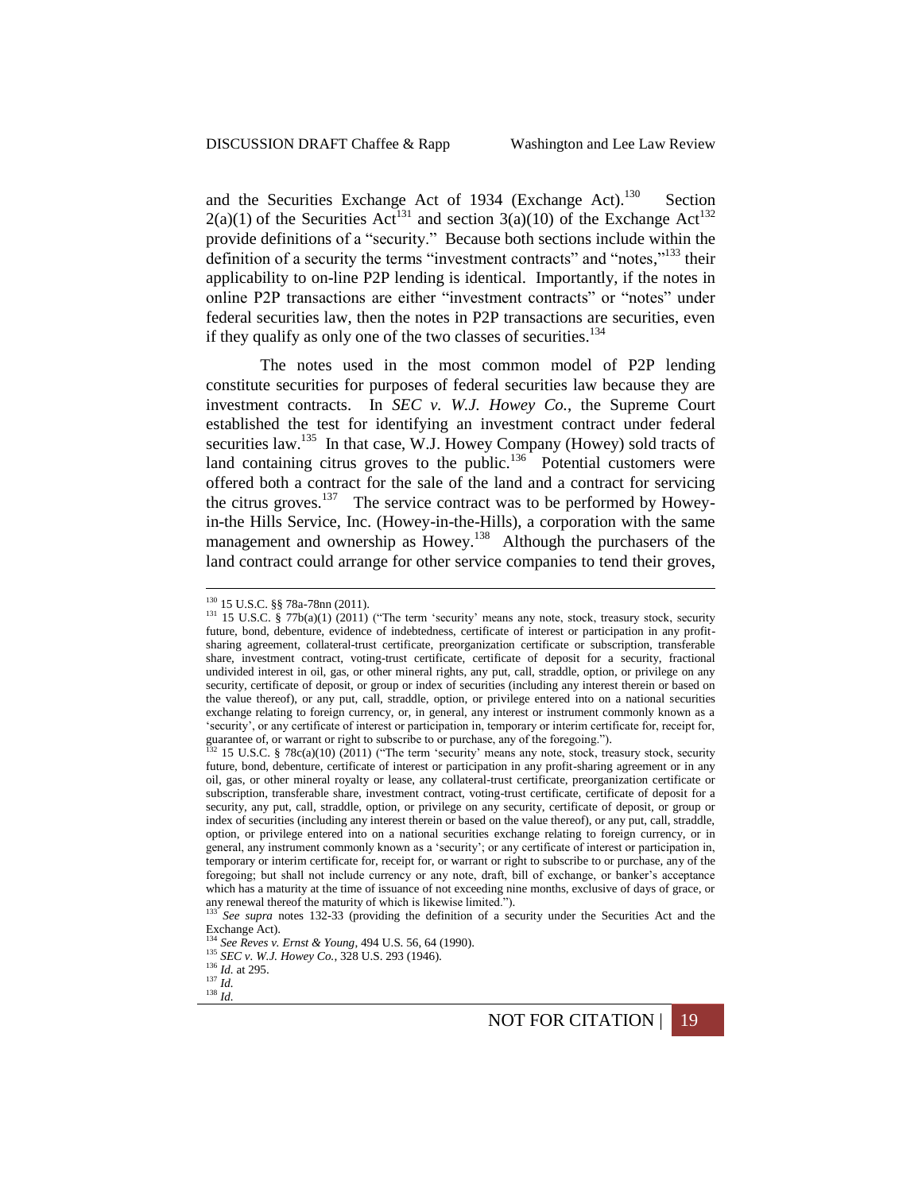and the Securities Exchange Act of 1934 (Exchange Act).[130] Section 2(a)(1) of the Securities Act[131] and section 3(a)(10) of the Exchange Act[132] provide definitions of a "security." Because both sections include within the definition of a security the terms "investment contracts" and "notes,"[133] their applicability to on-line P2P lending is identical. Importantly, if the notes in online P2P transactions are either "investment contracts" or "notes" under federal securities law, then the notes in P2P transactions are securities, even if they qualify as only one of the two classes of securities.[134]

The notes used in the most common model of P2P lending constitute securities for purposes of federal securities law because they are investment contracts. In *SEC v. W.J. Howey Co.*, the Supreme Court established the test for identifying an investment contract under federal securities law.[135] In that case, W.J. Howey Company (Howey) sold tracts of land containing citrus groves to the public.[136] Potential customers were offered both a contract for the sale of the land and a contract for servicing the citrus groves.[137] The service contract was to be performed by Howey-in-the Hills Service, Inc. (Howey-in-the-Hills), a corporation with the same management and ownership as Howey.[138] Although the purchasers of the land contract could arrange for other service companies to tend their groves,

---

[130] 15 U.S.C. §§ 78a-78nn (2011).

[131] 15 U.S.C. § 77b(a)(1) (2011) ("The term 'security' means any note, stock, treasury stock, security future, bond, debenture, evidence of indebtedness, certificate of interest or participation in any profit-sharing agreement, collateral-trust certificate, preorganization certificate or subscription, transferable share, investment contract, voting-trust certificate, certificate of deposit for a security, fractional undivided interest in oil, gas, or other mineral rights, any put, call, straddle, option, or privilege on any security, certificate of deposit, or group or index of securities (including any interest therein or based on the value thereof), or any put, call, straddle, option, or privilege entered into on a national securities exchange relating to foreign currency, or, in general, any interest or instrument commonly known as a 'security', or any certificate of interest or participation in, temporary or interim certificate for, receipt for, guarantee of, or warrant or right to subscribe to or purchase, any of the foregoing.").

[132] 15 U.S.C. § 78c(a)(10) (2011) ("The term 'security' means any note, stock, treasury stock, security future, bond, debenture, certificate of interest or participation in any profit-sharing agreement or in any oil, gas, or other mineral royalty or lease, any collateral-trust certificate, preorganization certificate or subscription, transferable share, investment contract, voting-trust certificate, certificate of deposit for a security, any put, call, straddle, option, or privilege on any security, certificate of deposit, or group or index of securities (including any interest therein or based on the value thereof), or any put, call, straddle, option, or privilege entered into on a national securities exchange relating to foreign currency, or in general, any instrument commonly known as a 'security'; or any certificate of interest or participation in, temporary or interim certificate for, receipt for, or warrant or right to subscribe to or purchase, any of the foregoing; but shall not include currency or any note, draft, bill of exchange, or banker's acceptance which has a maturity at the time of issuance of not exceeding nine months, exclusive of days of grace, or any renewal thereof the maturity of which is likewise limited.").

[133] *See supra* notes 132-33 (providing the definition of a security under the Securities Act and the Exchange Act).

[134] *See Reves v. Ernst & Young*, 494 U.S. 56, 64 (1990).

[135] *SEC v. W.J. Howey Co.*, 328 U.S. 293 (1946).

[136] *Id.* at 295.

[137] *Id.*

[138] *Id.*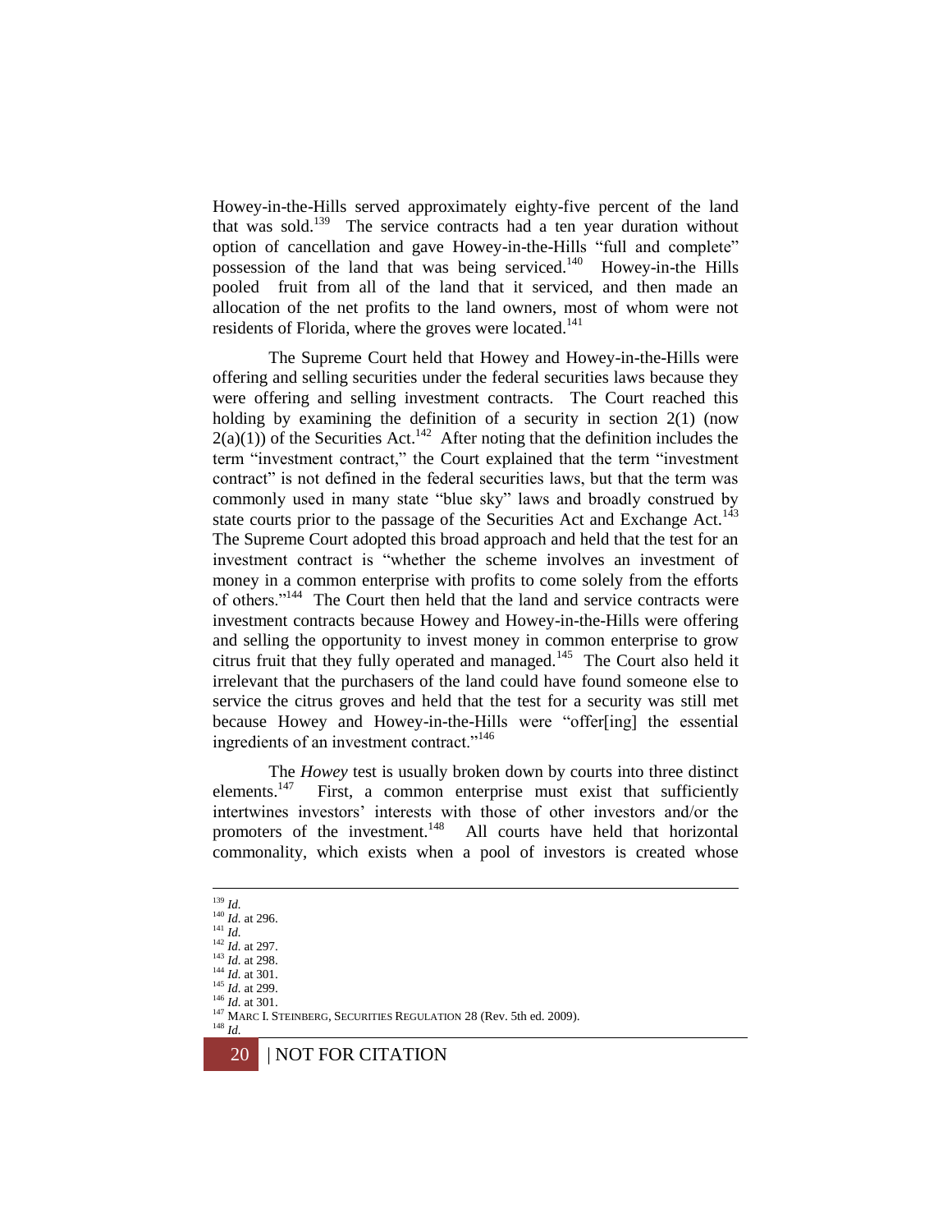Howey-in-the-Hills served approximately eighty-five percent of the land that was sold.[139] The service contracts had a ten year duration without option of cancellation and gave Howey-in-the-Hills "full and complete" possession of the land that was being serviced.[140] Howey-in-the Hills pooled fruit from all of the land that it serviced, and then made an allocation of the net profits to the land owners, most of whom were not residents of Florida, where the groves were located.[141]

The Supreme Court held that Howey and Howey-in-the-Hills were offering and selling securities under the federal securities laws because they were offering and selling investment contracts. The Court reached this holding by examining the definition of a security in section 2(1) (now 2(a)(1)) of the Securities Act.[142] After noting that the definition includes the term "investment contract," the Court explained that the term "investment contract" is not defined in the federal securities laws, but that the term was commonly used in many state "blue sky" laws and broadly construed by state courts prior to the passage of the Securities Act and Exchange Act.[143] The Supreme Court adopted this broad approach and held that the test for an investment contract is "whether the scheme involves an investment of money in a common enterprise with profits to come solely from the efforts of others."[144] The Court then held that the land and service contracts were investment contracts because Howey and Howey-in-the-Hills were offering and selling the opportunity to invest money in common enterprise to grow citrus fruit that they fully operated and managed.[145] The Court also held it irrelevant that the purchasers of the land could have found someone else to service the citrus groves and held that the test for a security was still met because Howey and Howey-in-the-Hills were "offer[ing] the essential ingredients of an investment contract."[146]

The *Howey* test is usually broken down by courts into three distinct elements.[147] First, a common enterprise must exist that sufficiently intertwines investors' interests with those of other investors and/or the promoters of the investment.[148] All courts have held that horizontal commonality, which exists when a pool of investors is created whose

---

[139] *Id.*
[140] *Id.* at 296.
[141] *Id.*
[142] *Id.* at 297.
[143] *Id.* at 298.
[144] *Id.* at 301.
[145] *Id.* at 299.
[146] *Id.* at 301.
[147] MARC I. STEINBERG, SECURITIES REGULATION 28 (Rev. 5th ed. 2009).
[148] *Id.*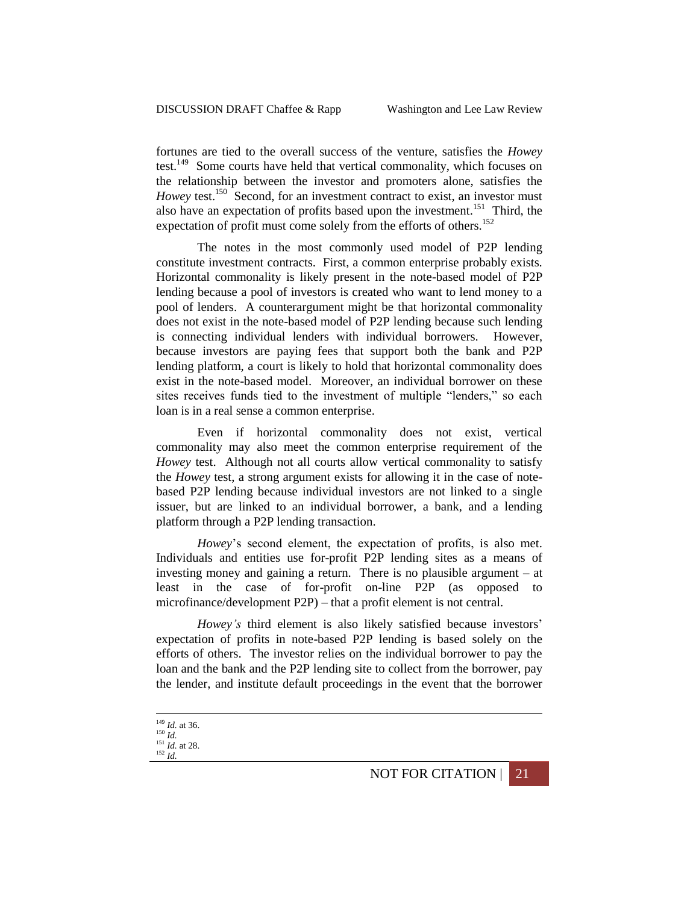fortunes are tied to the overall success of the venture, satisfies the *Howey* test.[149] Some courts have held that vertical commonality, which focuses on the relationship between the investor and promoters alone, satisfies the *Howey* test.[150] Second, for an investment contract to exist, an investor must also have an expectation of profits based upon the investment.[151] Third, the expectation of profit must come solely from the efforts of others.[152]

The notes in the most commonly used model of P2P lending constitute investment contracts. First, a common enterprise probably exists. Horizontal commonality is likely present in the note-based model of P2P lending because a pool of investors is created who want to lend money to a pool of lenders. A counterargument might be that horizontal commonality does not exist in the note-based model of P2P lending because such lending is connecting individual lenders with individual borrowers. However, because investors are paying fees that support both the bank and P2P lending platform, a court is likely to hold that horizontal commonality does exist in the note-based model. Moreover, an individual borrower on these sites receives funds tied to the investment of multiple "lenders," so each loan is in a real sense a common enterprise.

Even if horizontal commonality does not exist, vertical commonality may also meet the common enterprise requirement of the *Howey* test. Although not all courts allow vertical commonality to satisfy the *Howey* test, a strong argument exists for allowing it in the case of note-based P2P lending because individual investors are not linked to a single issuer, but are linked to an individual borrower, a bank, and a lending platform through a P2P lending transaction.

*Howey*'s second element, the expectation of profits, is also met. Individuals and entities use for-profit P2P lending sites as a means of investing money and gaining a return. There is no plausible argument – at least in the case of for-profit on-line P2P (as opposed to microfinance/development P2P) – that a profit element is not central.

*Howey's* third element is also likely satisfied because investors' expectation of profits in note-based P2P lending is based solely on the efforts of others. The investor relies on the individual borrower to pay the loan and the bank and the P2P lending site to collect from the borrower, pay the lender, and institute default proceedings in the event that the borrower

---

[149] *Id.* at 36.
[150] *Id.*
[151] *Id.* at 28.
[152] *Id.*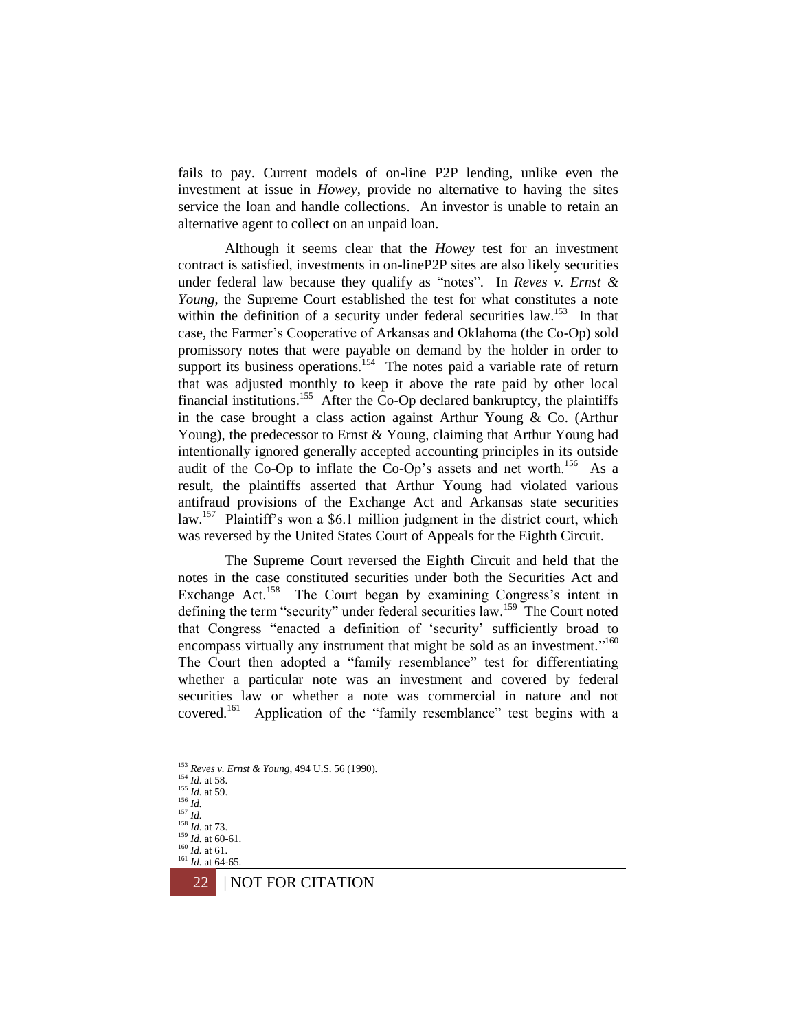fails to pay. Current models of on-line P2P lending, unlike even the investment at issue in *Howey*, provide no alternative to having the sites service the loan and handle collections. An investor is unable to retain an alternative agent to collect on an unpaid loan.

Although it seems clear that the *Howey* test for an investment contract is satisfied, investments in on-lineP2P sites are also likely securities under federal law because they qualify as "notes". In *Reves v. Ernst & Young*, the Supreme Court established the test for what constitutes a note within the definition of a security under federal securities law.[153] In that case, the Farmer's Cooperative of Arkansas and Oklahoma (the Co-Op) sold promissory notes that were payable on demand by the holder in order to support its business operations.[154] The notes paid a variable rate of return that was adjusted monthly to keep it above the rate paid by other local financial institutions.[155] After the Co-Op declared bankruptcy, the plaintiffs in the case brought a class action against Arthur Young & Co. (Arthur Young), the predecessor to Ernst & Young, claiming that Arthur Young had intentionally ignored generally accepted accounting principles in its outside audit of the Co-Op to inflate the Co-Op's assets and net worth.[156] As a result, the plaintiffs asserted that Arthur Young had violated various antifraud provisions of the Exchange Act and Arkansas state securities law.[157] Plaintiff's won a $6.1 million judgment in the district court, which was reversed by the United States Court of Appeals for the Eighth Circuit.

The Supreme Court reversed the Eighth Circuit and held that the notes in the case constituted securities under both the Securities Act and Exchange Act.[158] The Court began by examining Congress's intent in defining the term "security" under federal securities law.[159] The Court noted that Congress "enacted a definition of 'security' sufficiently broad to encompass virtually any instrument that might be sold as an investment."[160] The Court then adopted a "family resemblance" test for differentiating whether a particular note was an investment and covered by federal securities law or whether a note was commercial in nature and not covered.[161] Application of the "family resemblance" test begins with a

---

[153] *Reves v. Ernst & Young*, 494 U.S. 56 (1990).
[154] *Id.* at 58.
[155] *Id.* at 59.
[156] *Id.*
[157] *Id.*
[158] *Id.* at 73.
[159] *Id.* at 60-61.
[160] *Id.* at 61.
[161] *Id.* at 64-65.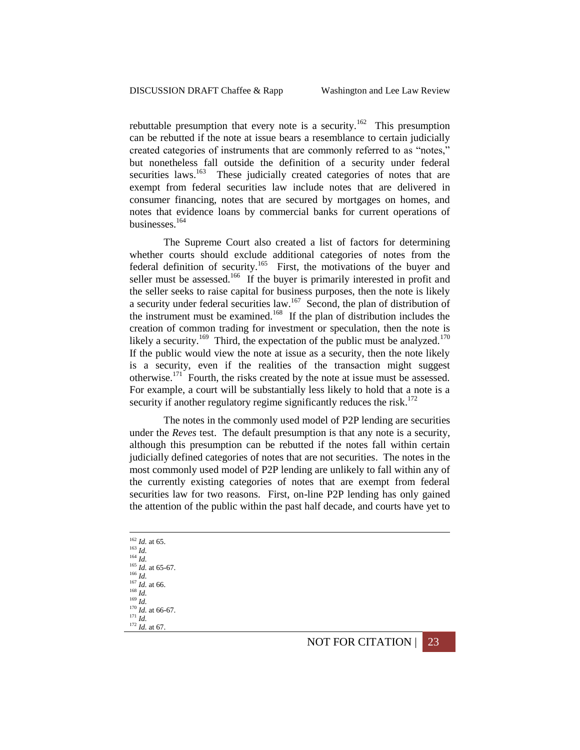rebuttable presumption that every note is a security.[162] This presumption can be rebutted if the note at issue bears a resemblance to certain judicially created categories of instruments that are commonly referred to as "notes," but nonetheless fall outside the definition of a security under federal securities laws.[163] These judicially created categories of notes that are exempt from federal securities law include notes that are delivered in consumer financing, notes that are secured by mortgages on homes, and notes that evidence loans by commercial banks for current operations of businesses.[164]

The Supreme Court also created a list of factors for determining whether courts should exclude additional categories of notes from the federal definition of security.[165] First, the motivations of the buyer and seller must be assessed.[166] If the buyer is primarily interested in profit and the seller seeks to raise capital for business purposes, then the note is likely a security under federal securities law.[167] Second, the plan of distribution of the instrument must be examined.[168] If the plan of distribution includes the creation of common trading for investment or speculation, then the note is likely a security.[169] Third, the expectation of the public must be analyzed.[170] If the public would view the note at issue as a security, then the note likely is a security, even if the realities of the transaction might suggest otherwise.[171] Fourth, the risks created by the note at issue must be assessed. For example, a court will be substantially less likely to hold that a note is a security if another regulatory regime significantly reduces the risk.[172]

The notes in the commonly used model of P2P lending are securities under the *Reves* test. The default presumption is that any note is a security, although this presumption can be rebutted if the notes fall within certain judicially defined categories of notes that are not securities. The notes in the most commonly used model of P2P lending are unlikely to fall within any of the currently existing categories of notes that are exempt from federal securities law for two reasons. First, on-line P2P lending has only gained the attention of the public within the past half decade, and courts have yet to

---

[162] *Id.* at 65.
[163] *Id.*
[164] *Id.*
[165] *Id.* at 65-67.
[166] *Id.*
[167] *Id.* at 66.
[168] *Id.*
[169] *Id.*
[170] *Id.* at 66-67.
[171] *Id.*
[172] *Id.* at 67.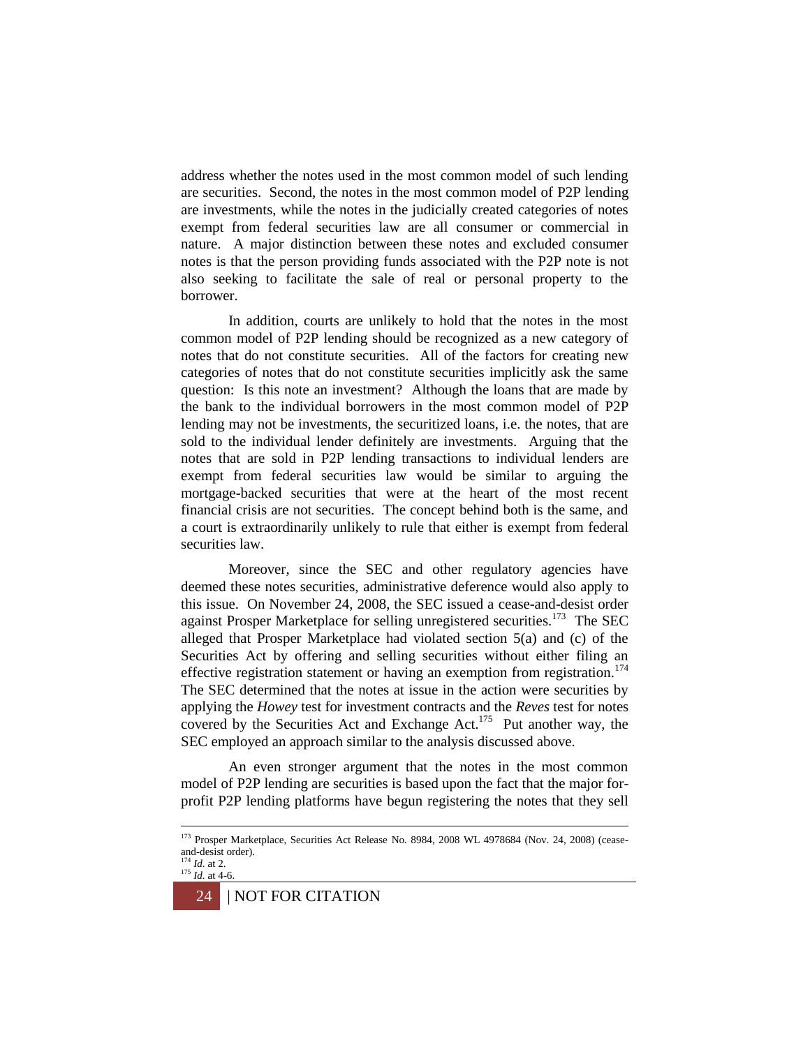address whether the notes used in the most common model of such lending are securities. Second, the notes in the most common model of P2P lending are investments, while the notes in the judicially created categories of notes exempt from federal securities law are all consumer or commercial in nature. A major distinction between these notes and excluded consumer notes is that the person providing funds associated with the P2P note is not also seeking to facilitate the sale of real or personal property to the borrower.

In addition, courts are unlikely to hold that the notes in the most common model of P2P lending should be recognized as a new category of notes that do not constitute securities. All of the factors for creating new categories of notes that do not constitute securities implicitly ask the same question: Is this note an investment? Although the loans that are made by the bank to the individual borrowers in the most common model of P2P lending may not be investments, the securitized loans, i.e. the notes, that are sold to the individual lender definitely are investments. Arguing that the notes that are sold in P2P lending transactions to individual lenders are exempt from federal securities law would be similar to arguing the mortgage-backed securities that were at the heart of the most recent financial crisis are not securities. The concept behind both is the same, and a court is extraordinarily unlikely to rule that either is exempt from federal securities law.

Moreover, since the SEC and other regulatory agencies have deemed these notes securities, administrative deference would also apply to this issue. On November 24, 2008, the SEC issued a cease-and-desist order against Prosper Marketplace for selling unregistered securities.[173] The SEC alleged that Prosper Marketplace had violated section 5(a) and (c) of the Securities Act by offering and selling securities without either filing an effective registration statement or having an exemption from registration.[174] The SEC determined that the notes at issue in the action were securities by applying the *Howey* test for investment contracts and the *Reves* test for notes covered by the Securities Act and Exchange Act.[175] Put another way, the SEC employed an approach similar to the analysis discussed above.

An even stronger argument that the notes in the most common model of P2P lending are securities is based upon the fact that the major for-profit P2P lending platforms have begun registering the notes that they sell

---

[173] Prosper Marketplace, Securities Act Release No. 8984, 2008 WL 4978684 (Nov. 24, 2008) (cease-and-desist order).
[174] *Id.* at 2.
[175] *Id.* at 4-6.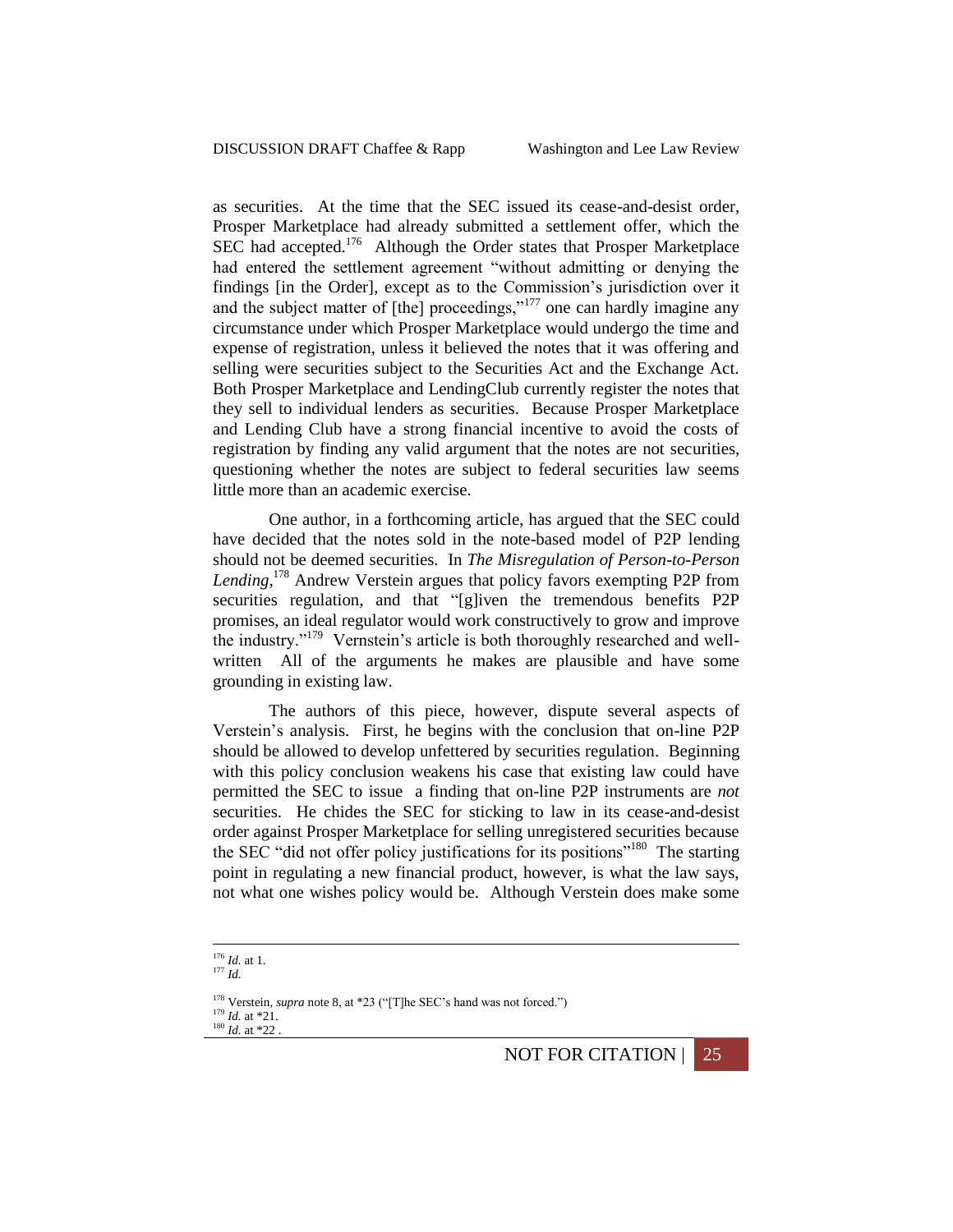as securities. At the time that the SEC issued its cease-and-desist order, Prosper Marketplace had already submitted a settlement offer, which the SEC had accepted.[176] Although the Order states that Prosper Marketplace had entered the settlement agreement "without admitting or denying the findings [in the Order], except as to the Commission's jurisdiction over it and the subject matter of [the] proceedings,"[177] one can hardly imagine any circumstance under which Prosper Marketplace would undergo the time and expense of registration, unless it believed the notes that it was offering and selling were securities subject to the Securities Act and the Exchange Act. Both Prosper Marketplace and LendingClub currently register the notes that they sell to individual lenders as securities. Because Prosper Marketplace and Lending Club have a strong financial incentive to avoid the costs of registration by finding any valid argument that the notes are not securities, questioning whether the notes are subject to federal securities law seems little more than an academic exercise.

One author, in a forthcoming article, has argued that the SEC could have decided that the notes sold in the note-based model of P2P lending should not be deemed securities. In *The Misregulation of Person-to-Person Lending*,[178] Andrew Verstein argues that policy favors exempting P2P from securities regulation, and that "[g]iven the tremendous benefits P2P promises, an ideal regulator would work constructively to grow and improve the industry."[179] Vernstein's article is both thoroughly researched and well-written All of the arguments he makes are plausible and have some grounding in existing law.

The authors of this piece, however, dispute several aspects of Verstein's analysis. First, he begins with the conclusion that on-line P2P should be allowed to develop unfettered by securities regulation. Beginning with this policy conclusion weakens his case that existing law could have permitted the SEC to issue a finding that on-line P2P instruments are *not* securities. He chides the SEC for sticking to law in its cease-and-desist order against Prosper Marketplace for selling unregistered securities because the SEC "did not offer policy justifications for its positions"[180] The starting point in regulating a new financial product, however, is what the law says, not what one wishes policy would be. Although Verstein does make some

---

[176] *Id.* at 1.

[177] *Id.*

[178] Verstein, *supra* note 8, at *23 ("[T]he SEC's hand was not forced.")

[179] *Id.* at *21.

[180] *Id.* at *22 .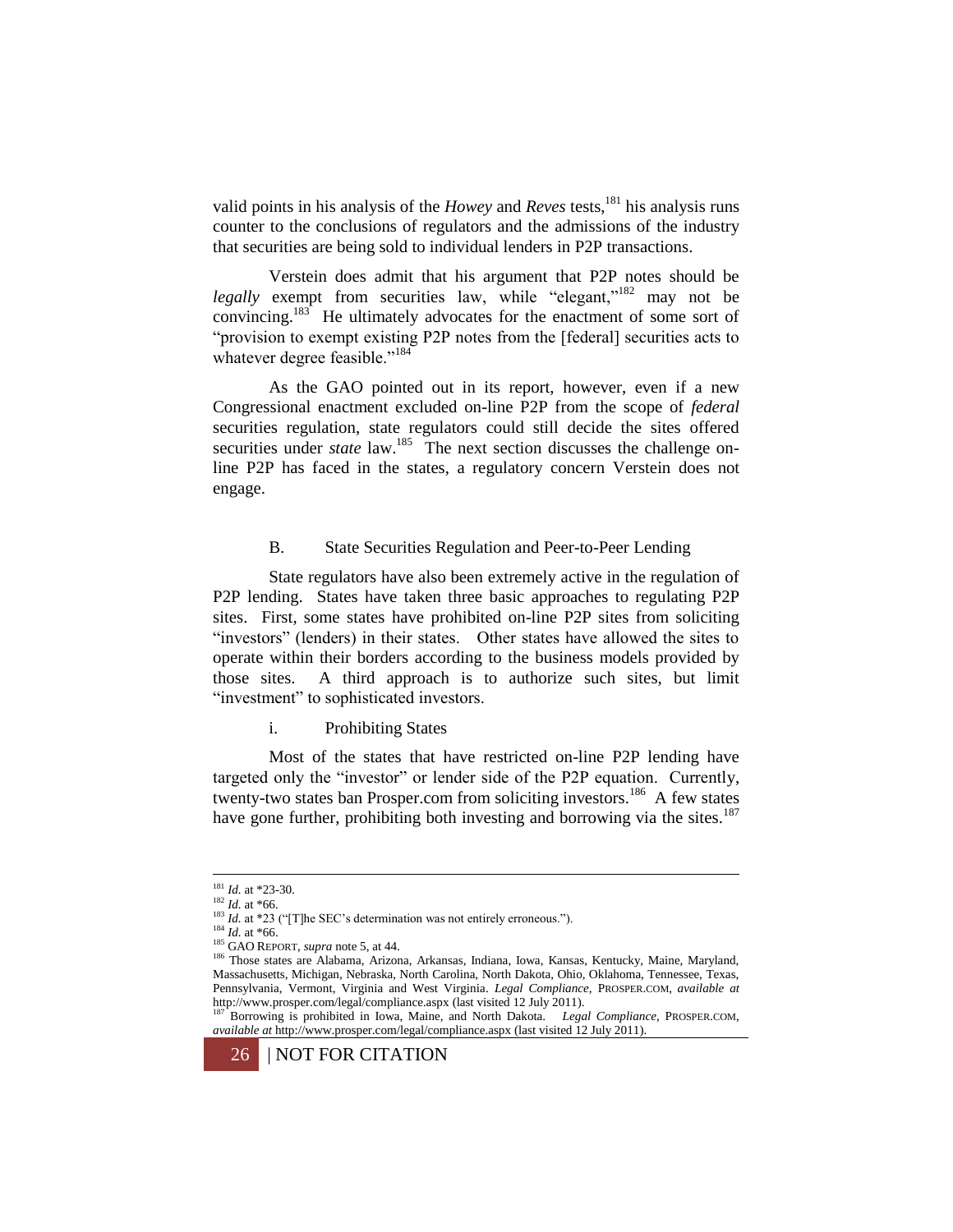valid points in his analysis of the *Howey* and *Reves* tests,[181] his analysis runs counter to the conclusions of regulators and the admissions of the industry that securities are being sold to individual lenders in P2P transactions.

Verstein does admit that his argument that P2P notes should be *legally* exempt from securities law, while "elegant,"[182] may not be convincing.[183] He ultimately advocates for the enactment of some sort of "provision to exempt existing P2P notes from the [federal] securities acts to whatever degree feasible."[184]

As the GAO pointed out in its report, however, even if a new Congressional enactment excluded on-line P2P from the scope of *federal* securities regulation, state regulators could still decide the sites offered securities under *state* law.[185] The next section discusses the challenge on-line P2P has faced in the states, a regulatory concern Verstein does not engage.

### B. State Securities Regulation and Peer-to-Peer Lending

State regulators have also been extremely active in the regulation of P2P lending. States have taken three basic approaches to regulating P2P sites. First, some states have prohibited on-line P2P sites from soliciting "investors" (lenders) in their states. Other states have allowed the sites to operate within their borders according to the business models provided by those sites. A third approach is to authorize such sites, but limit "investment" to sophisticated investors.

#### i. Prohibiting States

Most of the states that have restricted on-line P2P lending have targeted only the "investor" or lender side of the P2P equation. Currently, twenty-two states ban Prosper.com from soliciting investors.[186] A few states have gone further, prohibiting both investing and borrowing via the sites.[187]

---

[181] *Id.* at *23-30.

[182] *Id.* at *66.

[183] *Id.* at *23 ("[T]he SEC's determination was not entirely erroneous.").

[184] *Id.* at *66.

[185] GAO REPORT, *supra* note 5, at 44.

[186] Those states are Alabama, Arizona, Arkansas, Indiana, Iowa, Kansas, Kentucky, Maine, Maryland, Massachusetts, Michigan, Nebraska, North Carolina, North Dakota, Ohio, Oklahoma, Tennessee, Texas, Pennsylvania, Vermont, Virginia and West Virginia. *Legal Compliance*, PROSPER.COM, *available at* http://www.prosper.com/legal/compliance.aspx (last visited 12 July 2011).

[187] Borrowing is prohibited in Iowa, Maine, and North Dakota. *Legal Compliance*, PROSPER.COM, *available at* http://www.prosper.com/legal/compliance.aspx (last visited 12 July 2011).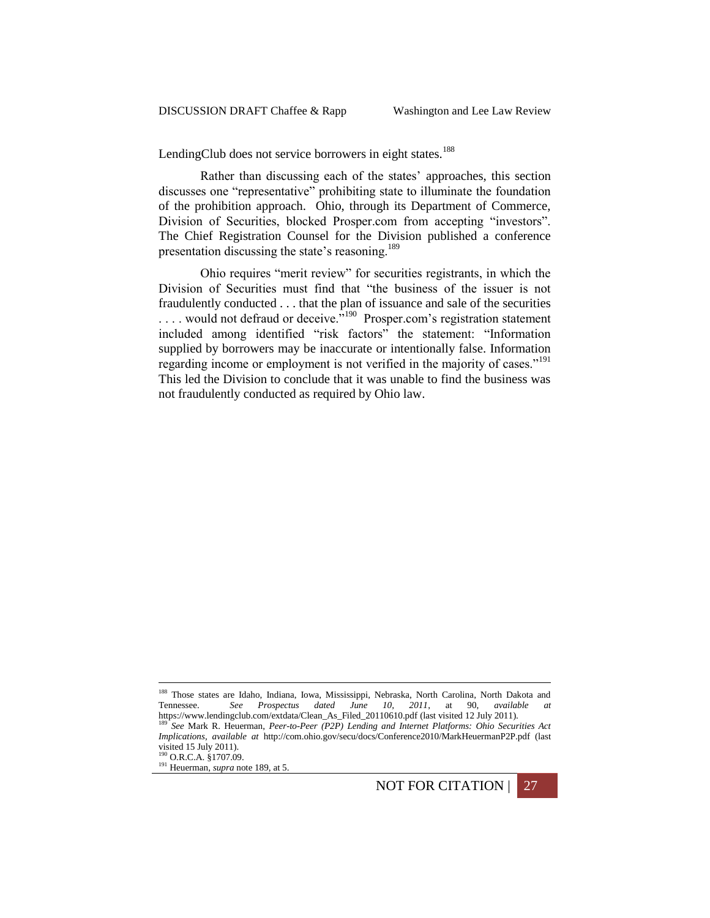LendingClub does not service borrowers in eight states.[188]

Rather than discussing each of the states' approaches, this section discusses one "representative" prohibiting state to illuminate the foundation of the prohibition approach. Ohio, through its Department of Commerce, Division of Securities, blocked Prosper.com from accepting "investors". The Chief Registration Counsel for the Division published a conference presentation discussing the state's reasoning.[189]

Ohio requires "merit review" for securities registrants, in which the Division of Securities must find that "the business of the issuer is not fraudulently conducted . . . that the plan of issuance and sale of the securities . . . . would not defraud or deceive."[190] Prosper.com's registration statement included among identified "risk factors" the statement: "Information supplied by borrowers may be inaccurate or intentionally false. Information regarding income or employment is not verified in the majority of cases."[191] This led the Division to conclude that it was unable to find the business was not fraudulently conducted as required by Ohio law.

---

[188] Those states are Idaho, Indiana, Iowa, Mississippi, Nebraska, North Carolina, North Dakota and Tennessee. *See Prospectus dated June 10, 2011*, at 90, *available at* https://www.lendingclub.com/extdata/Clean_As_Filed_20110610.pdf (last visited 12 July 2011).

[189] *See* Mark R. Heuerman, *Peer-to-Peer (P2P) Lending and Internet Platforms: Ohio Securities Act Implications*, *available at* http://com.ohio.gov/secu/docs/Conference2010/MarkHeuermanP2P.pdf (last visited 15 July 2011).

[190] O.R.C.A. §1707.09.

[191] Heuerman, *supra* note 189, at 5.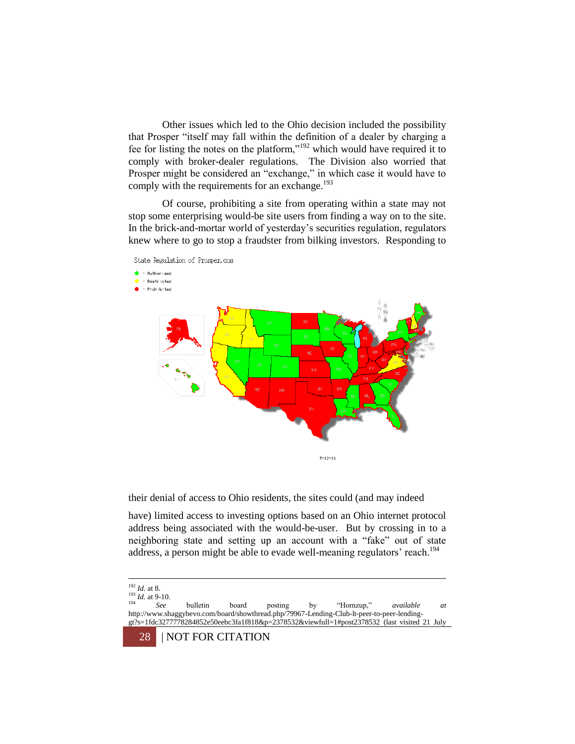Other issues which led to the Ohio decision included the possibility that Prosper "itself may fall within the definition of a dealer by charging a fee for listing the notes on the platform,"[192] which would have required it to comply with broker-dealer regulations. The Division also worried that Prosper might be considered an "exchange," in which case it would have to comply with the requirements for an exchange.[193]

Of course, prohibiting a site from operating within a state may not stop some enterprising would-be site users from finding a way on to the site. In the brick-and-mortar world of yesterday's securities regulation, regulators knew where to go to stop a fraudster from bilking investors. Responding to their denial of access to Ohio residents, the sites could (and may indeed have) limited access to investing options based on an Ohio internet protocol address being associated with the would-be-user. But by crossing in to a neighboring state and setting up an account with a "fake" out of state address, a person might be able to evade well-meaning regulators' reach.[194]

State Regulation of Prosper.com

- Authorized
- Restricted
- Prohibited

7-12-11

---

[192] *Id.* at 8.

[193] *Id.* at 9-10.

[194] *See* bulletin board posting by "Hornzup," *available at* http://www.shaggybevo.com/board/showthread.php/79967-Lending-Club-lt-peer-to-peer-lending-gt?s=1fdc3277778284852e50eebc3fa1f818&p=2378532&viewfull=1#post2378532 (last visited 21 July

NOT FOR CITATION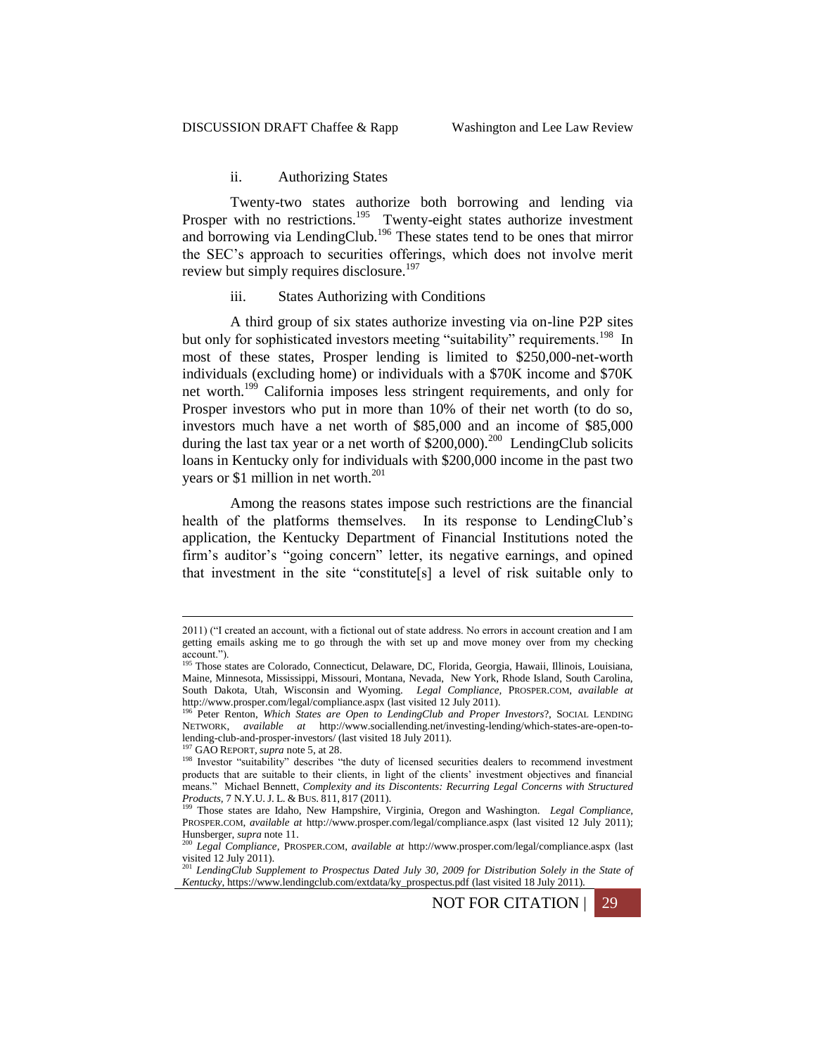### ii. Authorizing States

Twenty-two states authorize both borrowing and lending via Prosper with no restrictions.[195] Twenty-eight states authorize investment and borrowing via LendingClub.[196] These states tend to be ones that mirror the SEC's approach to securities offerings, which does not involve merit review but simply requires disclosure.[197]

### iii. States Authorizing with Conditions

A third group of six states authorize investing via on-line P2P sites but only for sophisticated investors meeting "suitability" requirements.[198] In most of these states, Prosper lending is limited to \$250,000-net-worth individuals (excluding home) or individuals with a \$70K income and \$70K net worth.[199] California imposes less stringent requirements, and only for Prosper investors who put in more than 10% of their net worth (to do so, investors much have a net worth of \$85,000 and an income of \$85,000 during the last tax year or a net worth of \$200,000).[200] LendingClub solicits loans in Kentucky only for individuals with \$200,000 income in the past two years or \$1 million in net worth.[201]

Among the reasons states impose such restrictions are the financial health of the platforms themselves. In its response to LendingClub's application, the Kentucky Department of Financial Institutions noted the firm's auditor's "going concern" letter, its negative earnings, and opined that investment in the site "constitute[s] a level of risk suitable only to

---

2011) ("I created an account, with a fictional out of state address. No errors in account creation and I am getting emails asking me to go through the with set up and move money over from my checking account.").

[195] Those states are Colorado, Connecticut, Delaware, DC, Florida, Georgia, Hawaii, Illinois, Louisiana, Maine, Minnesota, Mississippi, Missouri, Montana, Nevada, New York, Rhode Island, South Carolina, South Dakota, Utah, Wisconsin and Wyoming. *Legal Compliance*, PROSPER.COM, *available at* http://www.prosper.com/legal/compliance.aspx (last visited 12 July 2011).

[196] Peter Renton, *Which States are Open to LendingClub and Proper Investors*?, SOCIAL LENDING NETWORK, *available at* http://www.sociallending.net/investing-lending/which-states-are-open-to-lending-club-and-prosper-investors/ (last visited 18 July 2011).

[197] GAO REPORT, *supra* note 5, at 28.

[198] Investor "suitability" describes "the duty of licensed securities dealers to recommend investment products that are suitable to their clients, in light of the clients' investment objectives and financial means." Michael Bennett, *Complexity and its Discontents: Recurring Legal Concerns with Structured Products*, 7 N.Y.U. J. L. & BUS. 811, 817 (2011).

[199] Those states are Idaho, New Hampshire, Virginia, Oregon and Washington. *Legal Compliance*, PROSPER.COM, *available at* http://www.prosper.com/legal/compliance.aspx (last visited 12 July 2011); Hunsberger, *supra* note 11.

[200] *Legal Compliance*, PROSPER.COM, *available at* http://www.prosper.com/legal/compliance.aspx (last visited 12 July 2011).

[201] *LendingClub Supplement to Prospectus Dated July 30, 2009 for Distribution Solely in the State of Kentucky*, https://www.lendingclub.com/extdata/ky_prospectus.pdf (last visited 18 July 2011).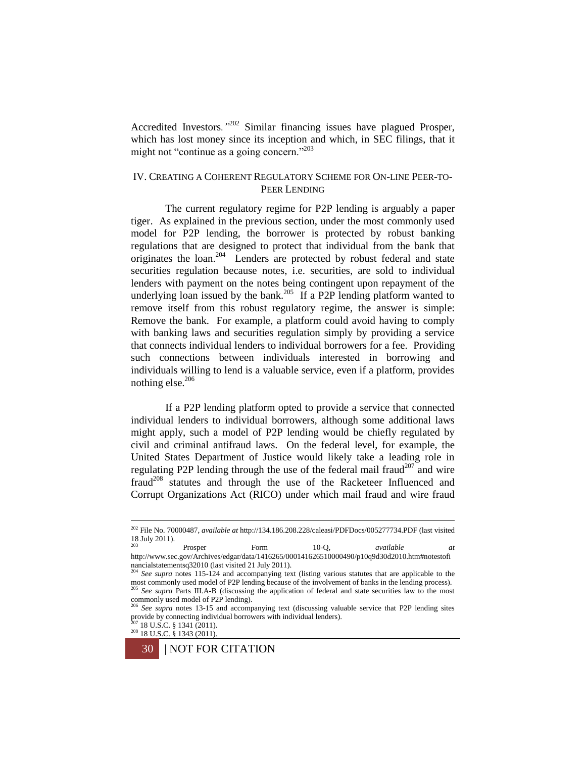Accredited Investors.'"[202] Similar financing issues have plagued Prosper, which has lost money since its inception and which, in SEC filings, that it might not "continue as a going concern."[203]

## IV. Creating a Coherent Regulatory Scheme for On-line Peer-to-Peer Lending

The current regulatory regime for P2P lending is arguably a paper tiger. As explained in the previous section, under the most commonly used model for P2P lending, the borrower is protected by robust banking regulations that are designed to protect that individual from the bank that originates the loan.[204] Lenders are protected by robust federal and state securities regulation because notes, i.e. securities, are sold to individual lenders with payment on the notes being contingent upon repayment of the underlying loan issued by the bank.[205] If a P2P lending platform wanted to remove itself from this robust regulatory regime, the answer is simple: Remove the bank. For example, a platform could avoid having to comply with banking laws and securities regulation simply by providing a service that connects individual lenders to individual borrowers for a fee. Providing such connections between individuals interested in borrowing and individuals willing to lend is a valuable service, even if a platform, provides nothing else.[206]

If a P2P lending platform opted to provide a service that connected individual lenders to individual borrowers, although some additional laws might apply, such a model of P2P lending would be chiefly regulated by civil and criminal antifraud laws. On the federal level, for example, the United States Department of Justice would likely take a leading role in regulating P2P lending through the use of the federal mail fraud[207] and wire fraud[208] statutes and through the use of the Racketeer Influenced and Corrupt Organizations Act (RICO) under which mail fraud and wire fraud

---

[202] File No. 70000487, *available at* http://134.186.208.228/caleasi/PDFDocs/005277734.PDF (last visited 18 July 2011).

[203] Prosper Form 10-Q, *available at* http://www.sec.gov/Archives/edgar/data/1416265/000141626510000490/p10q9d30d2010.htm#notestofinancialstatementsq32010 (last visited 21 July 2011).

[204] *See supra* notes 115-124 and accompanying text (listing various statutes that are applicable to the most commonly used model of P2P lending because of the involvement of banks in the lending process).

[205] *See supra* Parts III.A-B (discussing the application of federal and state securities law to the most commonly used model of P2P lending).

[206] *See supra* notes 13-15 and accompanying text (discussing valuable service that P2P lending sites provide by connecting individual borrowers with individual lenders).

[207] 18 U.S.C. § 1341 (2011).

[208] 18 U.S.C. § 1343 (2011).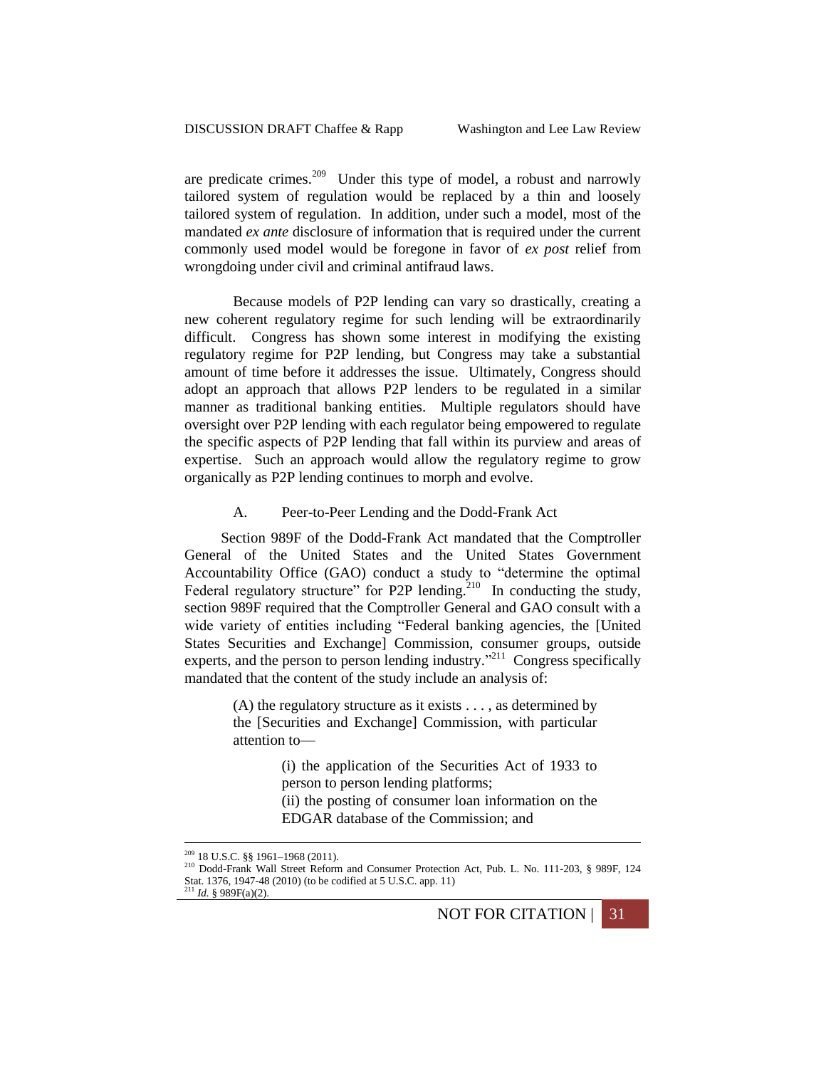are predicate crimes.[209] Under this type of model, a robust and narrowly tailored system of regulation would be replaced by a thin and loosely tailored system of regulation. In addition, under such a model, most of the mandated *ex ante* disclosure of information that is required under the current commonly used model would be foregone in favor of *ex post* relief from wrongdoing under civil and criminal antifraud laws.

Because models of P2P lending can vary so drastically, creating a new coherent regulatory regime for such lending will be extraordinarily difficult. Congress has shown some interest in modifying the existing regulatory regime for P2P lending, but Congress may take a substantial amount of time before it addresses the issue. Ultimately, Congress should adopt an approach that allows P2P lenders to be regulated in a similar manner as traditional banking entities. Multiple regulators should have oversight over P2P lending with each regulator being empowered to regulate the specific aspects of P2P lending that fall within its purview and areas of expertise. Such an approach would allow the regulatory regime to grow organically as P2P lending continues to morph and evolve.

### A. Peer-to-Peer Lending and the Dodd-Frank Act

Section 989F of the Dodd-Frank Act mandated that the Comptroller General of the United States and the United States Government Accountability Office (GAO) conduct a study to "determine the optimal Federal regulatory structure" for P2P lending.[210] In conducting the study, section 989F required that the Comptroller General and GAO consult with a wide variety of entities including "Federal banking agencies, the [United States Securities and Exchange] Commission, consumer groups, outside experts, and the person to person lending industry."[211] Congress specifically mandated that the content of the study include an analysis of:

> (A) the regulatory structure as it exists . . . , as determined by the [Securities and Exchange] Commission, with particular attention to—
>
> > (i) the application of the Securities Act of 1933 to person to person lending platforms;
> > (ii) the posting of consumer loan information on the EDGAR database of the Commission; and

---

[209] 18 U.S.C. §§ 1961–1968 (2011).

[210] Dodd-Frank Wall Street Reform and Consumer Protection Act, Pub. L. No. 111-203, § 989F, 124 Stat. 1376, 1947-48 (2010) (to be codified at 5 U.S.C. app. 11)

[211] *Id.* § 989F(a)(2).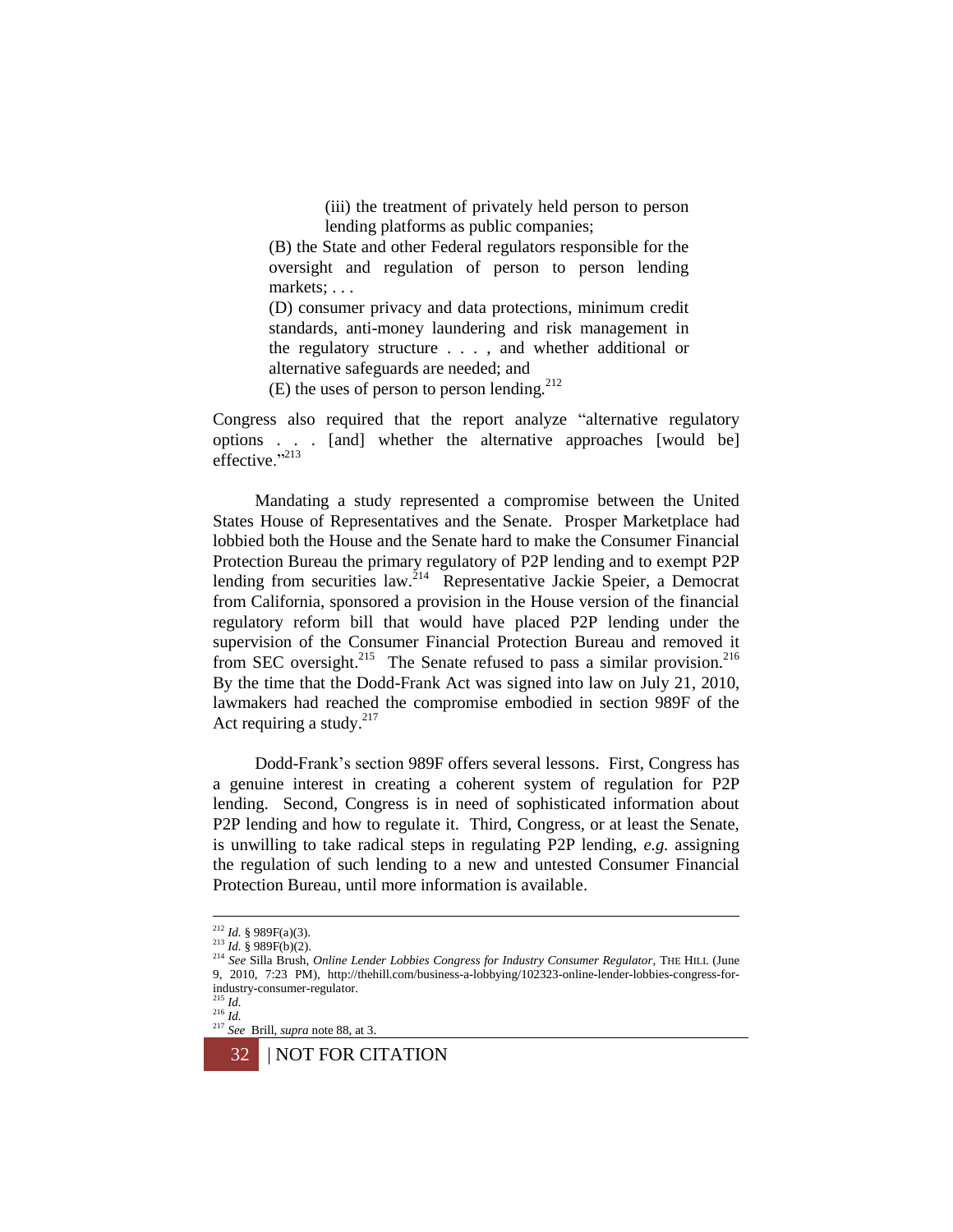> (iii) the treatment of privately held person to person lending platforms as public companies;
>
> (B) the State and other Federal regulators responsible for the oversight and regulation of person to person lending markets; . . .
>
> (D) consumer privacy and data protections, minimum credit standards, anti-money laundering and risk management in the regulatory structure . . . , and whether additional or alternative safeguards are needed; and
>
> (E) the uses of person to person lending.[212]

Congress also required that the report analyze "alternative regulatory options . . . [and] whether the alternative approaches [would be] effective."[213]

Mandating a study represented a compromise between the United States House of Representatives and the Senate. Prosper Marketplace had lobbied both the House and the Senate hard to make the Consumer Financial Protection Bureau the primary regulatory of P2P lending and to exempt P2P lending from securities law.[214] Representative Jackie Speier, a Democrat from California, sponsored a provision in the House version of the financial regulatory reform bill that would have placed P2P lending under the supervision of the Consumer Financial Protection Bureau and removed it from SEC oversight.[215] The Senate refused to pass a similar provision.[216] By the time that the Dodd-Frank Act was signed into law on July 21, 2010, lawmakers had reached the compromise embodied in section 989F of the Act requiring a study.[217]

Dodd-Frank's section 989F offers several lessons. First, Congress has a genuine interest in creating a coherent system of regulation for P2P lending. Second, Congress is in need of sophisticated information about P2P lending and how to regulate it. Third, Congress, or at least the Senate, is unwilling to take radical steps in regulating P2P lending, *e.g.* assigning the regulation of such lending to a new and untested Consumer Financial Protection Bureau, until more information is available.

---

[212] *Id.* § 989F(a)(3).

[213] *Id.* § 989F(b)(2).

[214] *See* Silla Brush, *Online Lender Lobbies Congress for Industry Consumer Regulator*, THE HILL (June 9, 2010, 7:23 PM), http://thehill.com/business-a-lobbying/102323-online-lender-lobbies-congress-for-industry-consumer-regulator.

[215] *Id.*

[216] *Id.*

[217] *See* Brill, *supra* note 88, at 3.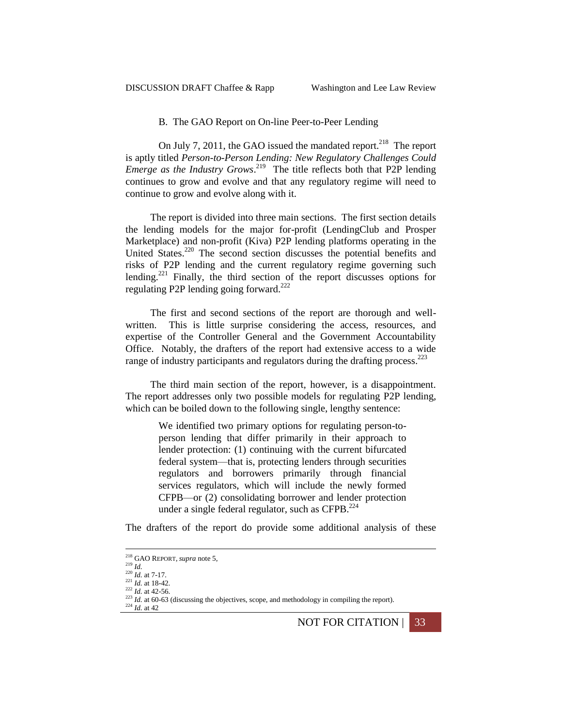### B. The GAO Report on On-line Peer-to-Peer Lending

On July 7, 2011, the GAO issued the mandated report.[218] The report is aptly titled *Person-to-Person Lending: New Regulatory Challenges Could Emerge as the Industry Grows*.[219] The title reflects both that P2P lending continues to grow and evolve and that any regulatory regime will need to continue to grow and evolve along with it.

The report is divided into three main sections. The first section details the lending models for the major for-profit (LendingClub and Prosper Marketplace) and non-profit (Kiva) P2P lending platforms operating in the United States.[220] The second section discusses the potential benefits and risks of P2P lending and the current regulatory regime governing such lending.[221] Finally, the third section of the report discusses options for regulating P2P lending going forward.[222]

The first and second sections of the report are thorough and well-written. This is little surprise considering the access, resources, and expertise of the Controller General and the Government Accountability Office. Notably, the drafters of the report had extensive access to a wide range of industry participants and regulators during the drafting process.[223]

The third main section of the report, however, is a disappointment. The report addresses only two possible models for regulating P2P lending, which can be boiled down to the following single, lengthy sentence:

> We identified two primary options for regulating person-to-person lending that differ primarily in their approach to lender protection: (1) continuing with the current bifurcated federal system—that is, protecting lenders through securities regulators and borrowers primarily through financial services regulators, which will include the newly formed CFPB—or (2) consolidating borrower and lender protection under a single federal regulator, such as CFPB.[224]

The drafters of the report do provide some additional analysis of these

---

[218] GAO REPORT, *supra* note 5,

[219] *Id.*

[220] *Id.* at 7-17.

[221] *Id.* at 18-42.

[222] *Id.* at 42-56.

[223] *Id.* at 60-63 (discussing the objectives, scope, and methodology in compiling the report).

[224] *Id.* at 42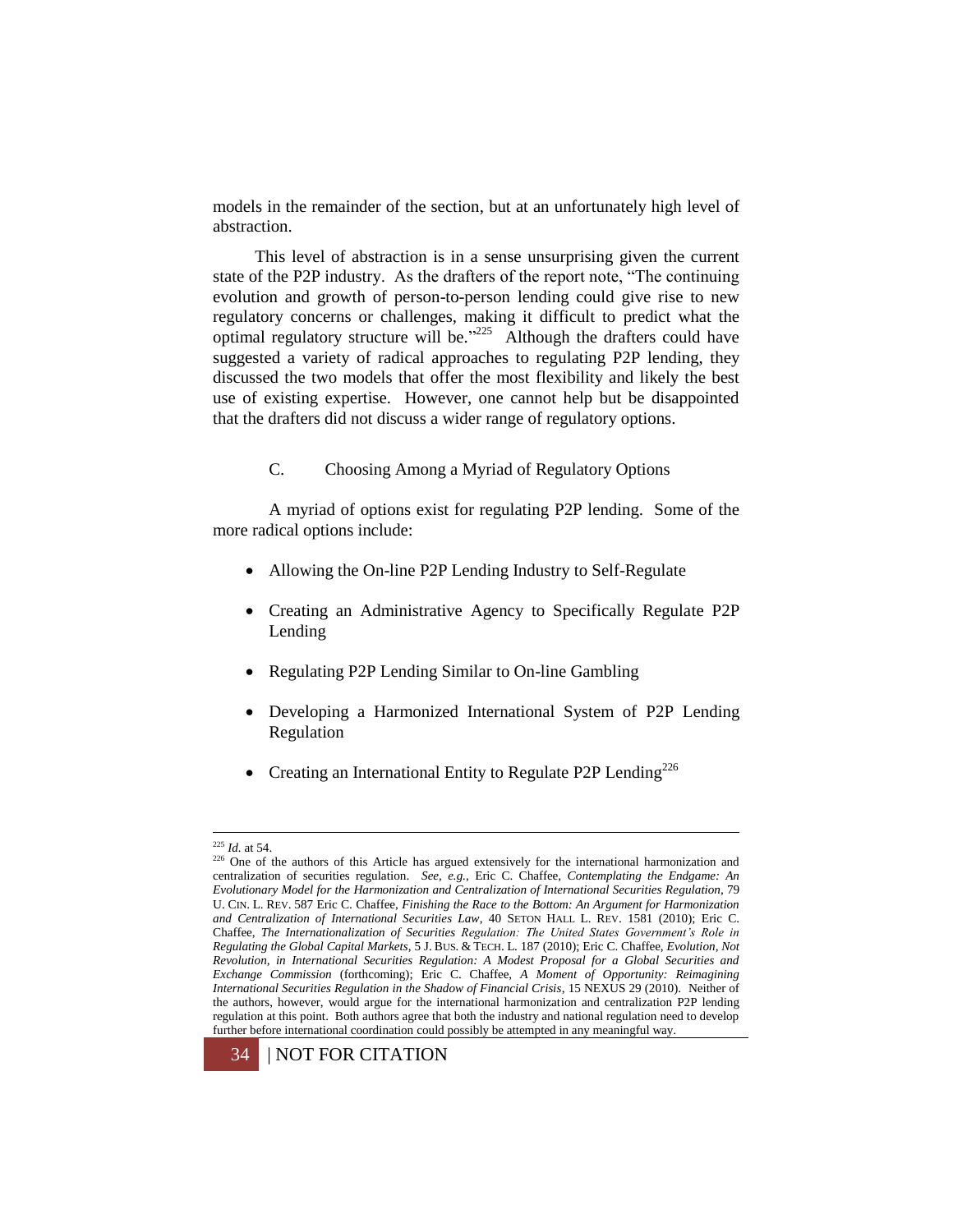models in the remainder of the section, but at an unfortunately high level of abstraction.

This level of abstraction is in a sense unsurprising given the current state of the P2P industry. As the drafters of the report note, "The continuing evolution and growth of person-to-person lending could give rise to new regulatory concerns or challenges, making it difficult to predict what the optimal regulatory structure will be."[225] Although the drafters could have suggested a variety of radical approaches to regulating P2P lending, they discussed the two models that offer the most flexibility and likely the best use of existing expertise. However, one cannot help but be disappointed that the drafters did not discuss a wider range of regulatory options.

### C. Choosing Among a Myriad of Regulatory Options

A myriad of options exist for regulating P2P lending. Some of the more radical options include:

- Allowing the On-line P2P Lending Industry to Self-Regulate
- Creating an Administrative Agency to Specifically Regulate P2P Lending
- Regulating P2P Lending Similar to On-line Gambling
- Developing a Harmonized International System of P2P Lending Regulation
- Creating an International Entity to Regulate P2P Lending[226]

---

[225] *Id.* at 54.

[226] One of the authors of this Article has argued extensively for the international harmonization and centralization of securities regulation. *See, e.g.*, Eric C. Chaffee, *Contemplating the Endgame: An Evolutionary Model for the Harmonization and Centralization of International Securities Regulation*, 79 U. CIN. L. REV. 587 Eric C. Chaffee, *Finishing the Race to the Bottom: An Argument for Harmonization and Centralization of International Securities Law*, 40 SETON HALL L. REV. 1581 (2010); Eric C. Chaffee, *The Internationalization of Securities Regulation: The United States Government's Role in Regulating the Global Capital Markets*, 5 J. BUS. & TECH. L. 187 (2010); Eric C. Chaffee, *Evolution, Not Revolution, in International Securities Regulation: A Modest Proposal for a Global Securities and Exchange Commission* (forthcoming); Eric C. Chaffee, *A Moment of Opportunity: Reimagining International Securities Regulation in the Shadow of Financial Crisis*, 15 NEXUS 29 (2010). Neither of the authors, however, would argue for the international harmonization and centralization P2P lending regulation at this point. Both authors agree that both the industry and national regulation need to develop further before international coordination could possibly be attempted in any meaningful way.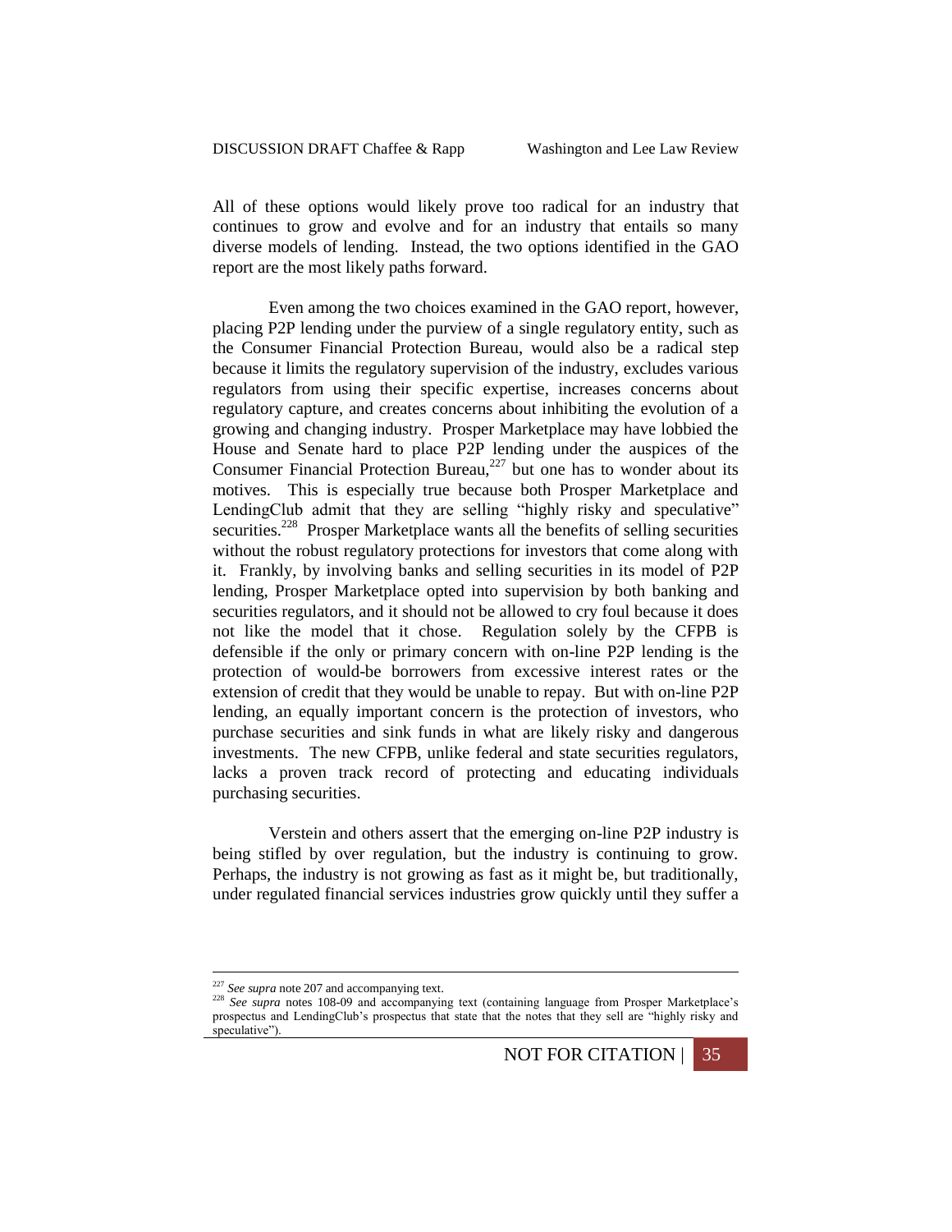All of these options would likely prove too radical for an industry that continues to grow and evolve and for an industry that entails so many diverse models of lending. Instead, the two options identified in the GAO report are the most likely paths forward.

Even among the two choices examined in the GAO report, however, placing P2P lending under the purview of a single regulatory entity, such as the Consumer Financial Protection Bureau, would also be a radical step because it limits the regulatory supervision of the industry, excludes various regulators from using their specific expertise, increases concerns about regulatory capture, and creates concerns about inhibiting the evolution of a growing and changing industry. Prosper Marketplace may have lobbied the House and Senate hard to place P2P lending under the auspices of the Consumer Financial Protection Bureau,[227] but one has to wonder about its motives. This is especially true because both Prosper Marketplace and LendingClub admit that they are selling "highly risky and speculative" securities.[228] Prosper Marketplace wants all the benefits of selling securities without the robust regulatory protections for investors that come along with it. Frankly, by involving banks and selling securities in its model of P2P lending, Prosper Marketplace opted into supervision by both banking and securities regulators, and it should not be allowed to cry foul because it does not like the model that it chose. Regulation solely by the CFPB is defensible if the only or primary concern with on-line P2P lending is the protection of would-be borrowers from excessive interest rates or the extension of credit that they would be unable to repay. But with on-line P2P lending, an equally important concern is the protection of investors, who purchase securities and sink funds in what are likely risky and dangerous investments. The new CFPB, unlike federal and state securities regulators, lacks a proven track record of protecting and educating individuals purchasing securities.

Verstein and others assert that the emerging on-line P2P industry is being stifled by over regulation, but the industry is continuing to grow. Perhaps, the industry is not growing as fast as it might be, but traditionally, under regulated financial services industries grow quickly until they suffer a

---

[227] *See supra* note 207 and accompanying text.

[228] *See supra* notes 108-09 and accompanying text (containing language from Prosper Marketplace's prospectus and LendingClub's prospectus that state that the notes that they sell are "highly risky and speculative").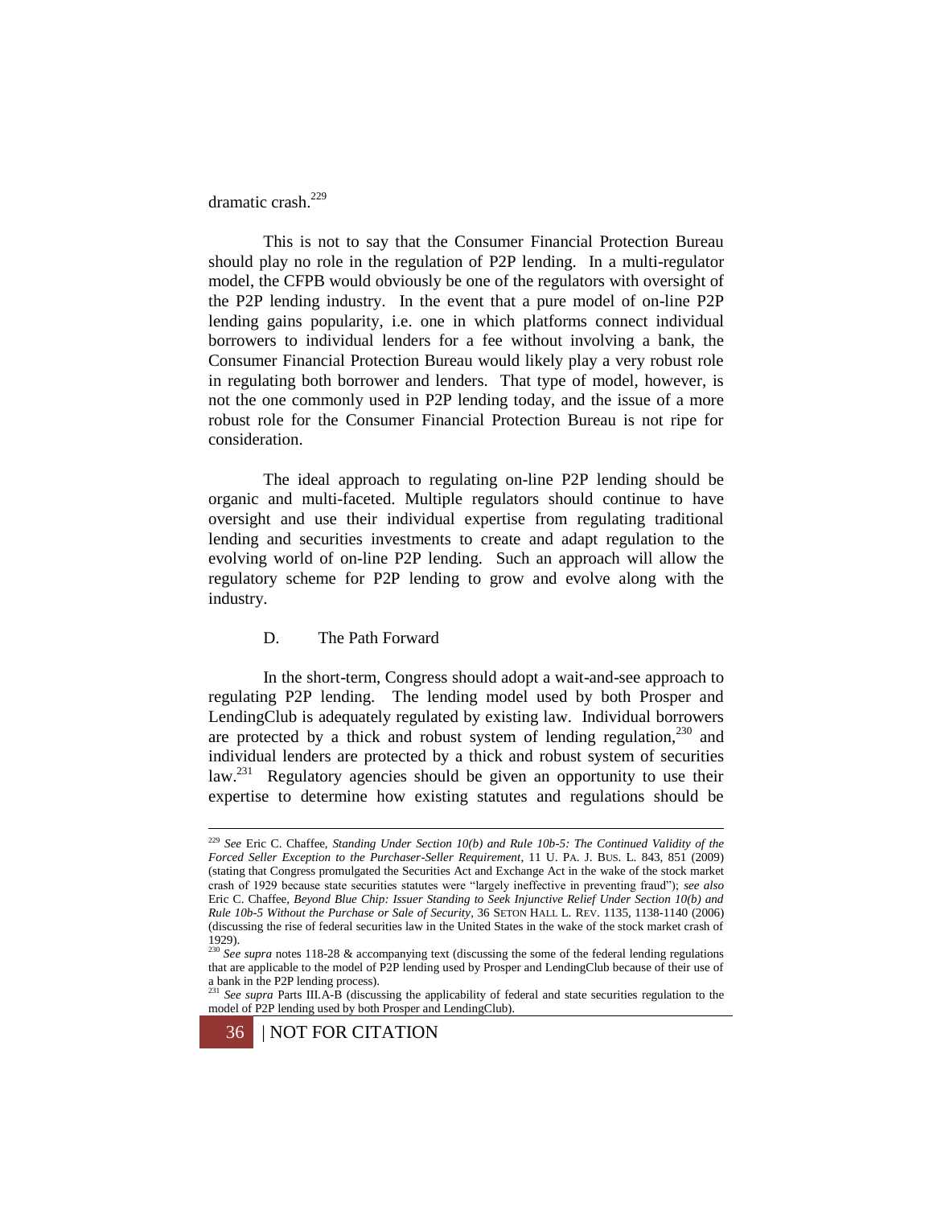dramatic crash.[229]

This is not to say that the Consumer Financial Protection Bureau should play no role in the regulation of P2P lending. In a multi-regulator model, the CFPB would obviously be one of the regulators with oversight of the P2P lending industry. In the event that a pure model of on-line P2P lending gains popularity, i.e. one in which platforms connect individual borrowers to individual lenders for a fee without involving a bank, the Consumer Financial Protection Bureau would likely play a very robust role in regulating both borrower and lenders. That type of model, however, is not the one commonly used in P2P lending today, and the issue of a more robust role for the Consumer Financial Protection Bureau is not ripe for consideration.

The ideal approach to regulating on-line P2P lending should be organic and multi-faceted. Multiple regulators should continue to have oversight and use their individual expertise from regulating traditional lending and securities investments to create and adapt regulation to the evolving world of on-line P2P lending. Such an approach will allow the regulatory scheme for P2P lending to grow and evolve along with the industry.

### D. The Path Forward

In the short-term, Congress should adopt a wait-and-see approach to regulating P2P lending. The lending model used by both Prosper and LendingClub is adequately regulated by existing law. Individual borrowers are protected by a thick and robust system of lending regulation,[230] and individual lenders are protected by a thick and robust system of securities law.[231] Regulatory agencies should be given an opportunity to use their expertise to determine how existing statutes and regulations should be

---

[229] *See* Eric C. Chaffee, *Standing Under Section 10(b) and Rule 10b-5: The Continued Validity of the Forced Seller Exception to the Purchaser-Seller Requirement*, 11 U. PA. J. BUS. L. 843, 851 (2009) (stating that Congress promulgated the Securities Act and Exchange Act in the wake of the stock market crash of 1929 because state securities statutes were "largely ineffective in preventing fraud"); *see also* Eric C. Chaffee, *Beyond Blue Chip: Issuer Standing to Seek Injunctive Relief Under Section 10(b) and Rule 10b-5 Without the Purchase or Sale of Security*, 36 SETON HALL L. REV. 1135, 1138-1140 (2006) (discussing the rise of federal securities law in the United States in the wake of the stock market crash of 1929).

[230] *See supra* notes 118-28 & accompanying text (discussing the some of the federal lending regulations that are applicable to the model of P2P lending used by Prosper and LendingClub because of their use of a bank in the P2P lending process).

[231] *See supra* Parts III.A-B (discussing the applicability of federal and state securities regulation to the model of P2P lending used by both Prosper and LendingClub).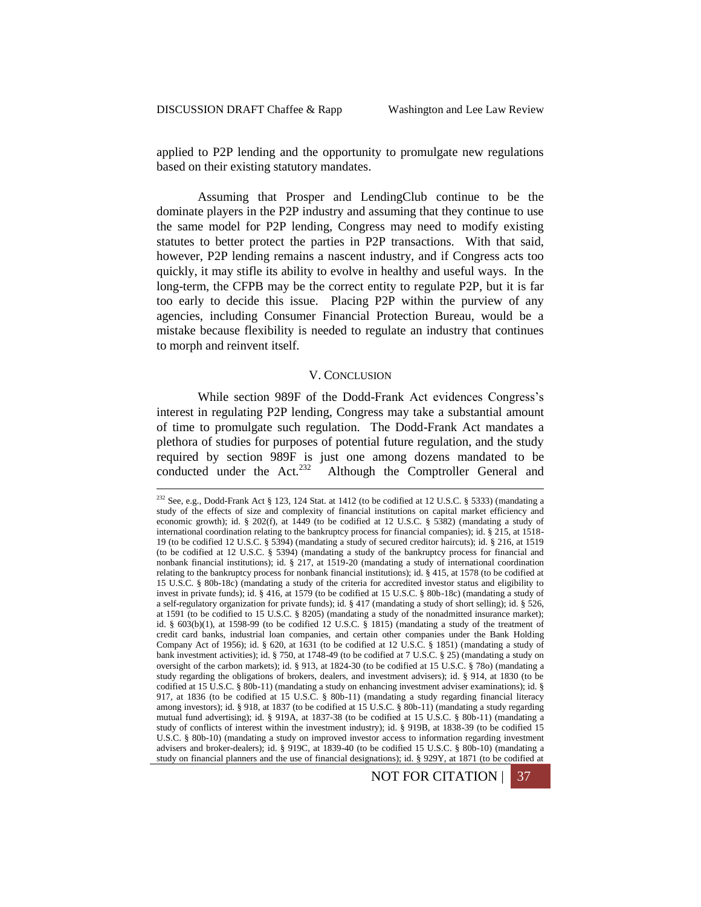applied to P2P lending and the opportunity to promulgate new regulations based on their existing statutory mandates.

Assuming that Prosper and LendingClub continue to be the dominate players in the P2P industry and assuming that they continue to use the same model for P2P lending, Congress may need to modify existing statutes to better protect the parties in P2P transactions. With that said, however, P2P lending remains a nascent industry, and if Congress acts too quickly, it may stifle its ability to evolve in healthy and useful ways. In the long-term, the CFPB may be the correct entity to regulate P2P, but it is far too early to decide this issue. Placing P2P within the purview of any agencies, including Consumer Financial Protection Bureau, would be a mistake because flexibility is needed to regulate an industry that continues to morph and reinvent itself.

## V. CONCLUSION

While section 989F of the Dodd-Frank Act evidences Congress's interest in regulating P2P lending, Congress may take a substantial amount of time to promulgate such regulation. The Dodd-Frank Act mandates a plethora of studies for purposes of potential future regulation, and the study required by section 989F is just one among dozens mandated to be conducted under the Act.[232] Although the Comptroller General and

---

[232] See, e.g., Dodd-Frank Act § 123, 124 Stat. at 1412 (to be codified at 12 U.S.C. § 5333) (mandating a study of the effects of size and complexity of financial institutions on capital market efficiency and economic growth); id. § 202(f), at 1449 (to be codified at 12 U.S.C. § 5382) (mandating a study of international coordination relating to the bankruptcy process for financial companies); id. § 215, at 1518-19 (to be codified 12 U.S.C. § 5394) (mandating a study of secured creditor haircuts); id. § 216, at 1519 (to be codified at 12 U.S.C. § 5394) (mandating a study of the bankruptcy process for financial and nonbank financial institutions); id. § 217, at 1519-20 (mandating a study of international coordination relating to the bankruptcy process for nonbank financial institutions); id. § 415, at 1578 (to be codified at 15 U.S.C. § 80b-18c) (mandating a study of the criteria for accredited investor status and eligibility to invest in private funds); id. § 416, at 1579 (to be codified at 15 U.S.C. § 80b-18c) (mandating a study of a self-regulatory organization for private funds); id. § 417 (mandating a study of short selling); id. § 526, at 1591 (to be codified to 15 U.S.C. § 8205) (mandating a study of the nonadmitted insurance market); id. § 603(b)(1), at 1598-99 (to be codified 12 U.S.C. § 1815) (mandating a study of the treatment of credit card banks, industrial loan companies, and certain other companies under the Bank Holding Company Act of 1956); id. § 620, at 1631 (to be codified at 12 U.S.C. § 1851) (mandating a study of bank investment activities); id. § 750, at 1748-49 (to be codified at 7 U.S.C. § 25) (mandating a study on oversight of the carbon markets); id. § 913, at 1824-30 (to be codified at 15 U.S.C. § 78o) (mandating a study regarding the obligations of brokers, dealers, and investment advisers); id. § 914, at 1830 (to be codified at 15 U.S.C. § 80b-11) (mandating a study on enhancing investment adviser examinations); id. § 917, at 1836 (to be codified at 15 U.S.C. § 80b-11) (mandating a study regarding financial literacy among investors); id. § 918, at 1837 (to be codified at 15 U.S.C. § 80b-11) (mandating a study regarding mutual fund advertising); id. § 919A, at 1837-38 (to be codified at 15 U.S.C. § 80b-11) (mandating a study of conflicts of interest within the investment industry); id. § 919B, at 1838-39 (to be codified 15 U.S.C. § 80b-10) (mandating a study on improved investor access to information regarding investment advisers and broker-dealers); id. § 919C, at 1839-40 (to be codified 15 U.S.C. § 80b-10) (mandating a study on financial planners and the use of financial designations); id. § 929Y, at 1871 (to be codified at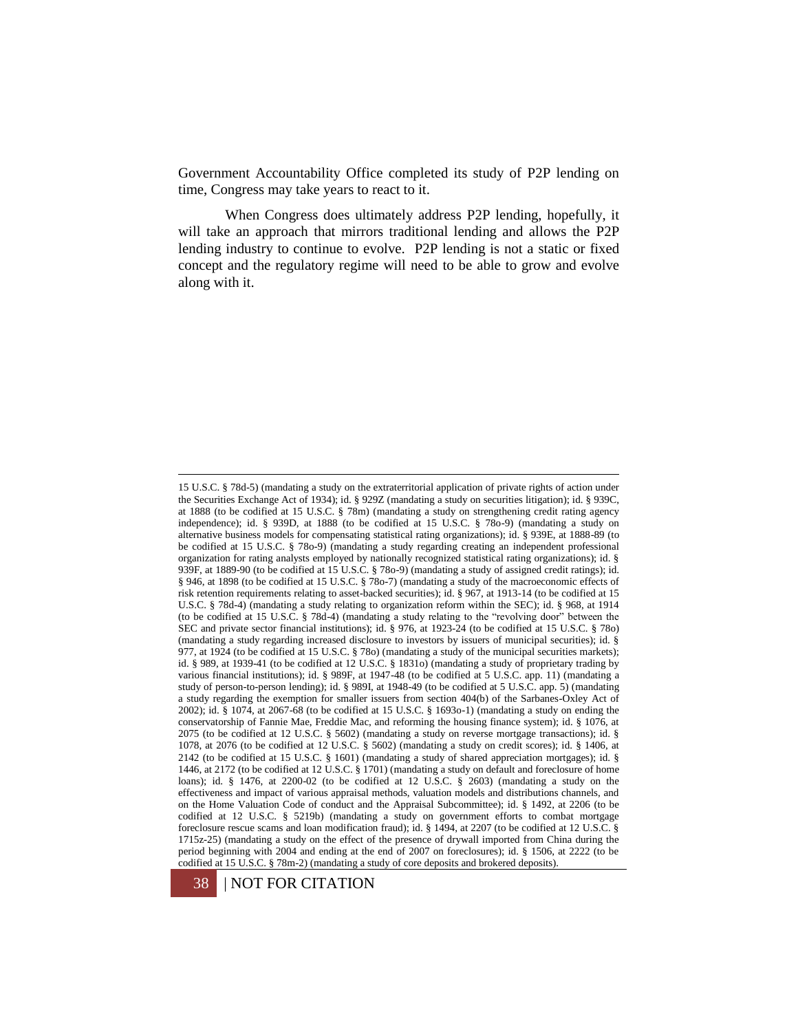Government Accountability Office completed its study of P2P lending on time, Congress may take years to react to it.

When Congress does ultimately address P2P lending, hopefully, it will take an approach that mirrors traditional lending and allows the P2P lending industry to continue to evolve. P2P lending is not a static or fixed concept and the regulatory regime will need to be able to grow and evolve along with it.

---

15 U.S.C. § 78d-5) (mandating a study on the extraterritorial application of private rights of action under the Securities Exchange Act of 1934); id. § 929Z (mandating a study on securities litigation); id. § 939C, at 1888 (to be codified at 15 U.S.C. § 78m) (mandating a study on strengthening credit rating agency independence); id. § 939D, at 1888 (to be codified at 15 U.S.C. § 78o-9) (mandating a study on alternative business models for compensating statistical rating organizations); id. § 939E, at 1888-89 (to be codified at 15 U.S.C. § 78o-9) (mandating a study regarding creating an independent professional organization for rating analysts employed by nationally recognized statistical rating organizations); id. § 939F, at 1889-90 (to be codified at 15 U.S.C. § 78o-9) (mandating a study of assigned credit ratings); id. § 946, at 1898 (to be codified at 15 U.S.C. § 78o-7) (mandating a study of the macroeconomic effects of risk retention requirements relating to asset-backed securities); id. § 967, at 1913-14 (to be codified at 15 U.S.C. § 78d-4) (mandating a study relating to organization reform within the SEC); id. § 968, at 1914 (to be codified at 15 U.S.C. § 78d-4) (mandating a study relating to the "revolving door" between the SEC and private sector financial institutions); id. § 976, at 1923-24 (to be codified at 15 U.S.C. § 78o) (mandating a study regarding increased disclosure to investors by issuers of municipal securities); id. § 977, at 1924 (to be codified at 15 U.S.C. § 78o) (mandating a study of the municipal securities markets); id. § 989, at 1939-41 (to be codified at 12 U.S.C. § 1831o) (mandating a study of proprietary trading by various financial institutions); id. § 989F, at 1947-48 (to be codified at 5 U.S.C. app. 11) (mandating a study of person-to-person lending); id. § 989I, at 1948-49 (to be codified at 5 U.S.C. app. 5) (mandating a study regarding the exemption for smaller issuers from section 404(b) of the Sarbanes-Oxley Act of 2002); id. § 1074, at 2067-68 (to be codified at 15 U.S.C. § 1693o-1) (mandating a study on ending the conservatorship of Fannie Mae, Freddie Mac, and reforming the housing finance system); id. § 1076, at 2075 (to be codified at 12 U.S.C. § 5602) (mandating a study on reverse mortgage transactions); id. § 1078, at 2076 (to be codified at 12 U.S.C. § 5602) (mandating a study on credit scores); id. § 1406, at 2142 (to be codified at 15 U.S.C. § 1601) (mandating a study of shared appreciation mortgages); id. § 1446, at 2172 (to be codified at 12 U.S.C. § 1701) (mandating a study on default and foreclosure of home loans); id. § 1476, at 2200-02 (to be codified at 12 U.S.C. § 2603) (mandating a study on the effectiveness and impact of various appraisal methods, valuation models and distributions channels, and on the Home Valuation Code of conduct and the Appraisal Subcommittee); id. § 1492, at 2206 (to be codified at 12 U.S.C. § 5219b) (mandating a study on government efforts to combat mortgage foreclosure rescue scams and loan modification fraud); id. § 1494, at 2207 (to be codified at 12 U.S.C. § 1715z-25) (mandating a study on the effect of the presence of drywall imported from China during the period beginning with 2004 and ending at the end of 2007 on foreclosures); id. § 1506, at 2222 (to be codified at 15 U.S.C. § 78m-2) (mandating a study of core deposits and brokered deposits).

| NOT FOR CITATION